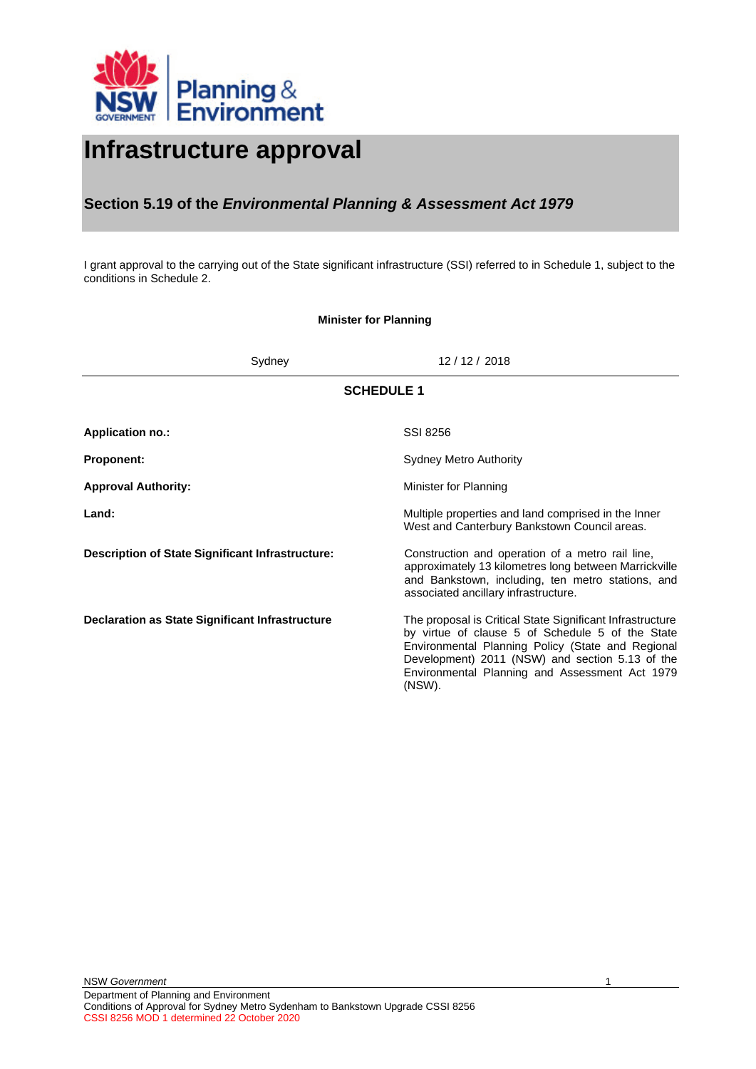# Infrastructure approval

## Section 5.19 of the *Environmental Planning & Assessment Act 1979*

I grant approval to the carrying out of the State significant infrastructure (SSI) referred to in Schedule 1, subject to the conditions in Schedule 2.

**Minister for Planning**

Sydney 12 / 12 / 2018

## SCHEDULE 1

| | |
|---|---|
| **Application no.:** | SSI 8256 |
| **Proponent:** | Sydney Metro Authority |
| **Approval Authority:** | Minister for Planning |
| **Land:** | Multiple properties and land comprised in the Inner West and Canterbury Bankstown Council areas. |
| **Description of State Significant Infrastructure:** | Construction and operation of a metro rail line, approximately 13 kilometres long between Marrickville and Bankstown, including, ten metro stations, and associated ancillary infrastructure. |
| **Declaration as State Significant Infrastructure** | The proposal is Critical State Significant Infrastructure by virtue of clause 5 of Schedule 5 of the State Environmental Planning Policy (State and Regional Development) 2011 (NSW) and section 5.13 of the Environmental Planning and Assessment Act 1979 (NSW). |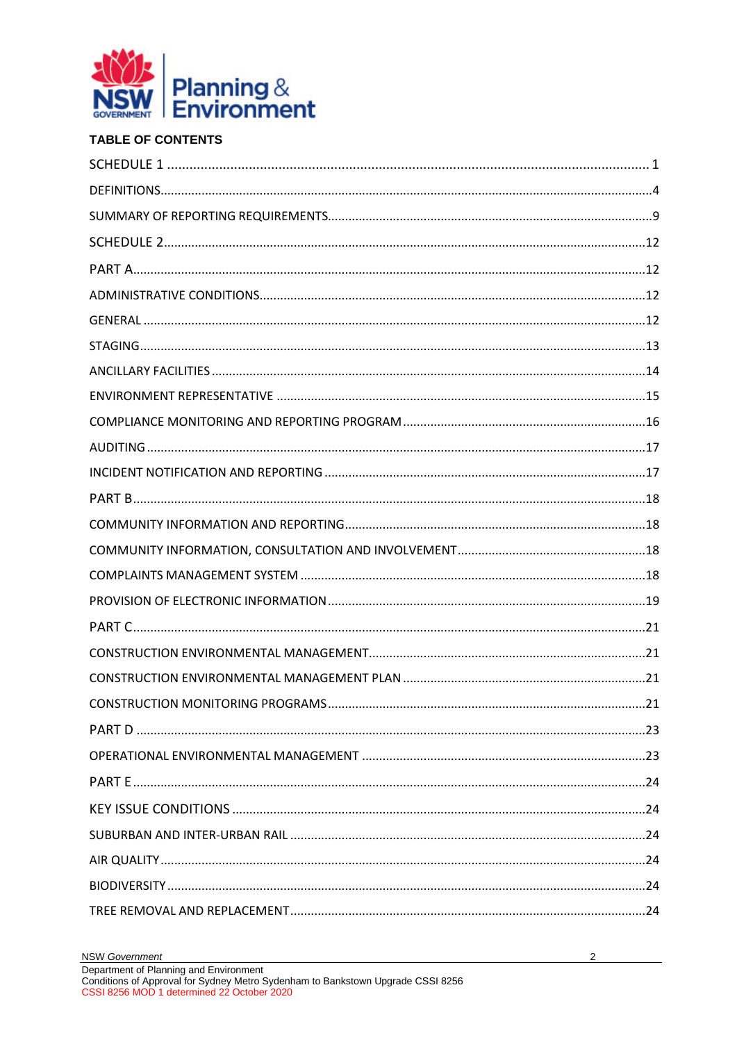**TABLE OF CONTENTS**

SCHEDULE 1 .................................................................................................................. 1

DEFINITIONS................................................................................................................ 4

SUMMARY OF REPORTING REQUIREMENTS............................................................. 9

SCHEDULE 2................................................................................................................ 12

PART A........................................................................................................................ 12

ADMINISTRATIVE CONDITIONS................................................................................. 12

GENERAL .................................................................................................................... 12

STAGING...................................................................................................................... 13

ANCILLARY FACILITIES .............................................................................................. 14

ENVIRONMENT REPRESENTATIVE ........................................................................... 15

COMPLIANCE MONITORING AND REPORTING PROGRAM ...................................... 16

AUDITING .................................................................................................................... 17

INCIDENT NOTIFICATION AND REPORTING ............................................................. 17

PART B........................................................................................................................ 18

COMMUNITY INFORMATION AND REPORTING......................................................... 18

COMMUNITY INFORMATION, CONSULTATION AND INVOLVEMENT......................... 18

COMPLAINTS MANAGEMENT SYSTEM ..................................................................... 18

PROVISION OF ELECTRONIC INFORMATION ............................................................ 19

PART C........................................................................................................................ 21

CONSTRUCTION ENVIRONMENTAL MANAGEMENT.................................................. 21

CONSTRUCTION ENVIRONMENTAL MANAGEMENT PLAN ....................................... 21

CONSTRUCTION MONITORING PROGRAMS............................................................. 21

PART D ....................................................................................................................... 23

OPERATIONAL ENVIRONMENTAL MANAGEMENT .................................................... 23

PART E........................................................................................................................ 24

KEY ISSUE CONDITIONS ........................................................................................... 24

SUBURBAN AND INTER-URBAN RAIL ........................................................................ 24

AIR QUALITY ............................................................................................................... 24

BIODIVERSITY ............................................................................................................. 24

TREE REMOVAL AND REPLACEMENT........................................................................ 24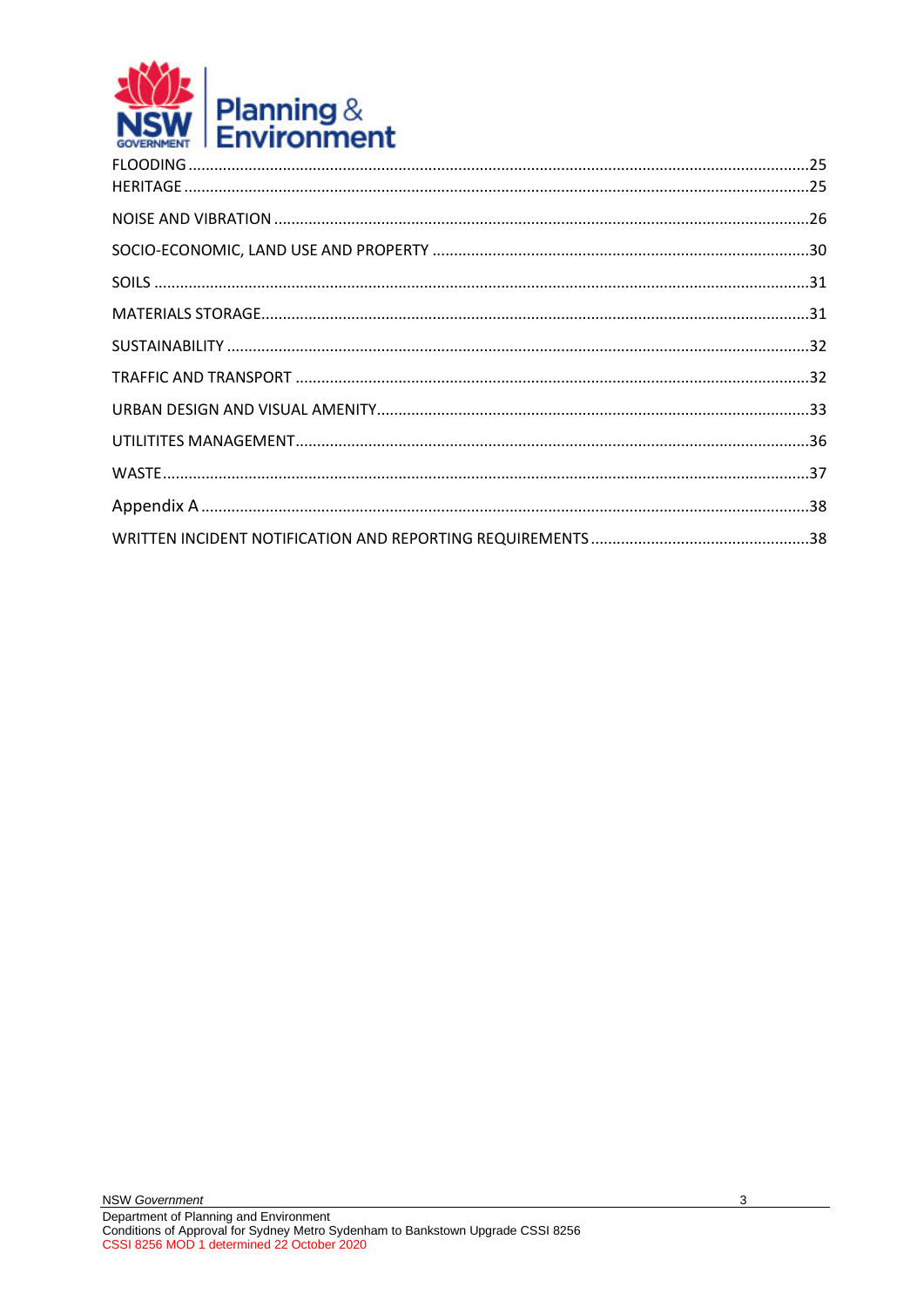FLOODING ....................................................................................................................................25
HERITAGE ...................................................................................................................................25
NOISE AND VIBRATION ..............................................................................................................26
SOCIO-ECONOMIC, LAND USE AND PROPERTY ..........................................................................30
SOILS ..........................................................................................................................................31
MATERIALS STORAGE.................................................................................................................31
SUSTAINABILITY .........................................................................................................................32
TRAFFIC AND TRANSPORT .........................................................................................................32
URBAN DESIGN AND VISUAL AMENITY......................................................................................33
UTILITITES MANAGEMENT.........................................................................................................36
WASTE........................................................................................................................................37
Appendix A ................................................................................................................................38
WRITTEN INCIDENT NOTIFICATION AND REPORTING REQUIREMENTS.....................................38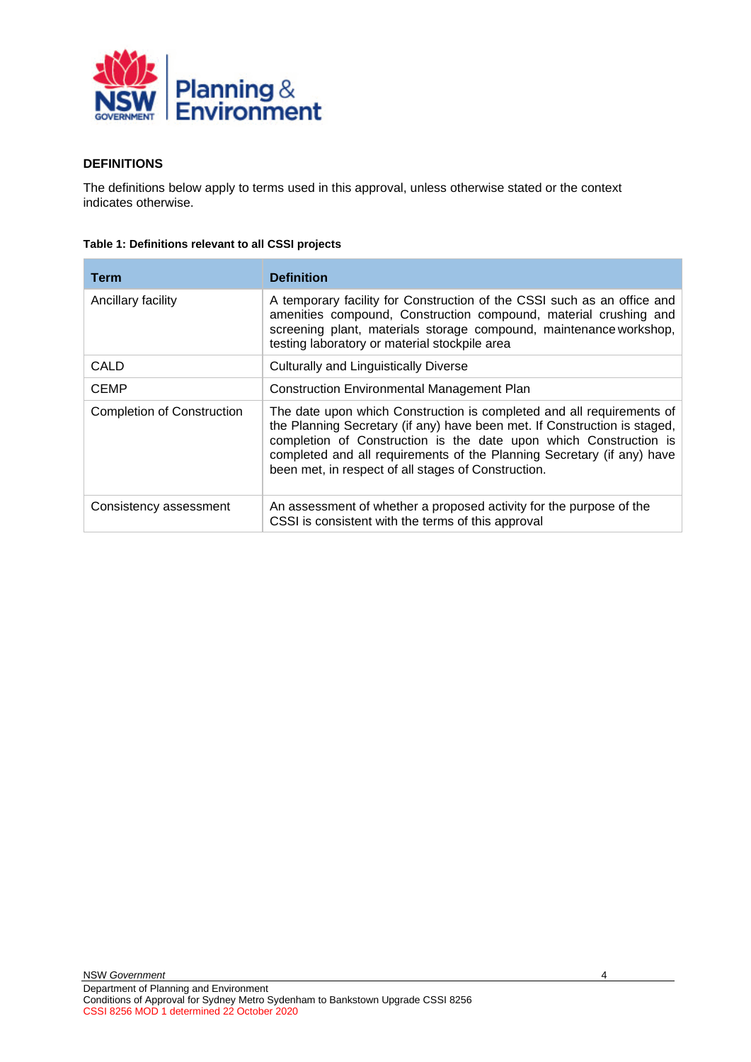## DEFINITIONS

The definitions below apply to terms used in this approval, unless otherwise stated or the context indicates otherwise.

**Table 1: Definitions relevant to all CSSI projects**

| Term | Definition |
|---|---|
| Ancillary facility | A temporary facility for Construction of the CSSI such as an office and amenities compound, Construction compound, material crushing and screening plant, materials storage compound, maintenance workshop, testing laboratory or material stockpile area |
| CALD | Culturally and Linguistically Diverse |
| CEMP | Construction Environmental Management Plan |
| Completion of Construction | The date upon which Construction is completed and all requirements of the Planning Secretary (if any) have been met. If Construction is staged, completion of Construction is the date upon which Construction is completed and all requirements of the Planning Secretary (if any) have been met, in respect of all stages of Construction. |
| Consistency assessment | An assessment of whether a proposed activity for the purpose of the CSSI is consistent with the terms of this approval |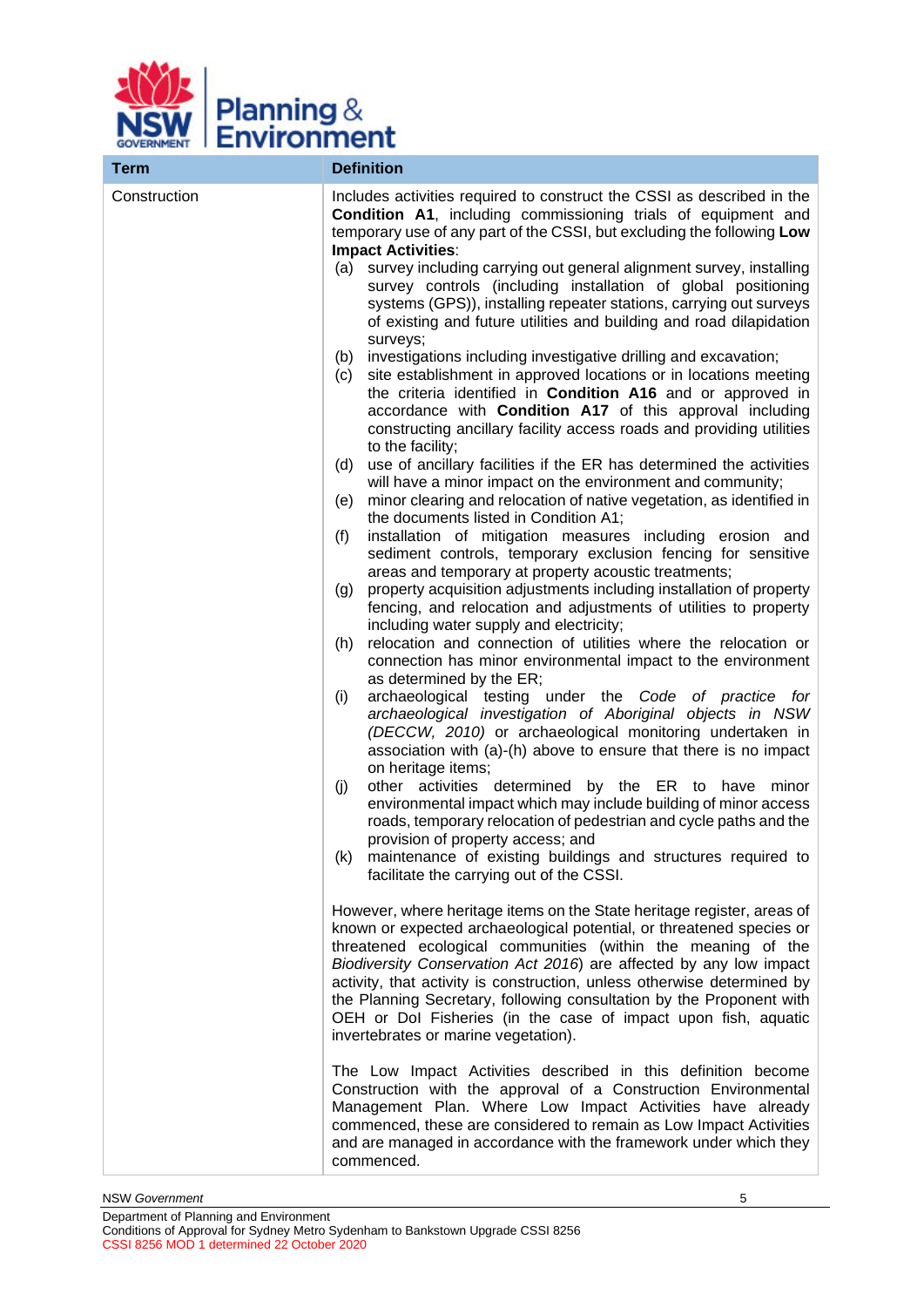| Term | Definition |
|---|---|
| Construction | Includes activities required to construct the CSSI as described in the **Condition A1**, including commissioning trials of equipment and temporary use of any part of the CSSI, but excluding the following **Low Impact Activities**:<br>(a) survey including carrying out general alignment survey, installing survey controls (including installation of global positioning systems (GPS)), installing repeater stations, carrying out surveys of existing and future utilities and building and road dilapidation surveys;<br>(b) investigations including investigative drilling and excavation;<br>(c) site establishment in approved locations or in locations meeting the criteria identified in **Condition A16** and or approved in accordance with **Condition A17** of this approval including constructing ancillary facility access roads and providing utilities to the facility;<br>(d) use of ancillary facilities if the ER has determined the activities will have a minor impact on the environment and community;<br>(e) minor clearing and relocation of native vegetation, as identified in the documents listed in Condition A1;<br>(f) installation of mitigation measures including erosion and sediment controls, temporary exclusion fencing for sensitive areas and temporary at property acoustic treatments;<br>(g) property acquisition adjustments including installation of property fencing, and relocation and adjustments of utilities to property including water supply and electricity;<br>(h) relocation and connection of utilities where the relocation or connection has minor environmental impact to the environment as determined by the ER;<br>(i) archaeological testing under the *Code of practice for archaeological investigation of Aboriginal objects in NSW (DECCW, 2010)* or archaeological monitoring undertaken in association with (a)-(h) above to ensure that there is no impact on heritage items;<br>(j) other activities determined by the ER to have minor environmental impact which may include building of minor access roads, temporary relocation of pedestrian and cycle paths and the provision of property access; and<br>(k) maintenance of existing buildings and structures required to facilitate the carrying out of the CSSI.<br><br>However, where heritage items on the State heritage register, areas of known or expected archaeological potential, or threatened species or threatened ecological communities (within the meaning of the *Biodiversity Conservation Act 2016*) are affected by any low impact activity, that activity is construction, unless otherwise determined by the Planning Secretary, following consultation by the Proponent with OEH or DoI Fisheries (in the case of impact upon fish, aquatic invertebrates or marine vegetation).<br><br>The Low Impact Activities described in this definition become Construction with the approval of a Construction Environmental Management Plan. Where Low Impact Activities have already commenced, these are considered to remain as Low Impact Activities and are managed in accordance with the framework under which they commenced. |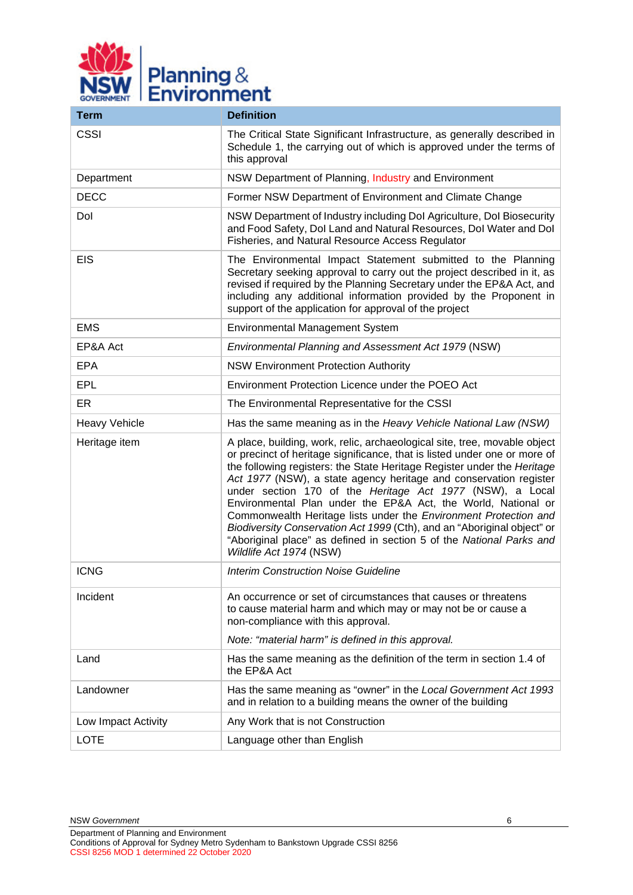| Term | Definition |
| --- | --- |
| CSSI | The Critical State Significant Infrastructure, as generally described in Schedule 1, the carrying out of which is approved under the terms of this approval |
| Department | NSW Department of Planning, Industry and Environment |
| DECC | Former NSW Department of Environment and Climate Change |
| DoI | NSW Department of Industry including DoI Agriculture, DoI Biosecurity and Food Safety, DoI Land and Natural Resources, DoI Water and DoI Fisheries, and Natural Resource Access Regulator |
| EIS | The Environmental Impact Statement submitted to the Planning Secretary seeking approval to carry out the project described in it, as revised if required by the Planning Secretary under the EP&A Act, and including any additional information provided by the Proponent in support of the application for approval of the project |
| EMS | Environmental Management System |
| EP&A Act | *Environmental Planning and Assessment Act 1979* (NSW) |
| EPA | NSW Environment Protection Authority |
| EPL | Environment Protection Licence under the POEO Act |
| ER | The Environmental Representative for the CSSI |
| Heavy Vehicle | Has the same meaning as in the *Heavy Vehicle National Law (NSW)* |
| Heritage item | A place, building, work, relic, archaeological site, tree, movable object or precinct of heritage significance, that is listed under one or more of the following registers: the State Heritage Register under the *Heritage Act 1977* (NSW), a state agency heritage and conservation register under section 170 of the *Heritage Act 1977* (NSW), a Local Environmental Plan under the EP&A Act, the World, National or Commonwealth Heritage lists under the *Environment Protection and Biodiversity Conservation Act 1999* (Cth), and an "Aboriginal object" or "Aboriginal place" as defined in section 5 of the *National Parks and Wildlife Act 1974* (NSW) |
| ICNG | *Interim Construction Noise Guideline* |
| Incident | An occurrence or set of circumstances that causes or threatens to cause material harm and which may or may not be or cause a non-compliance with this approval. *Note: "material harm" is defined in this approval.* |
| Land | Has the same meaning as the definition of the term in section 1.4 of the EP&A Act |
| Landowner | Has the same meaning as "owner" in the *Local Government Act 1993* and in relation to a building means the owner of the building |
| Low Impact Activity | Any Work that is not Construction |
| LOTE | Language other than English |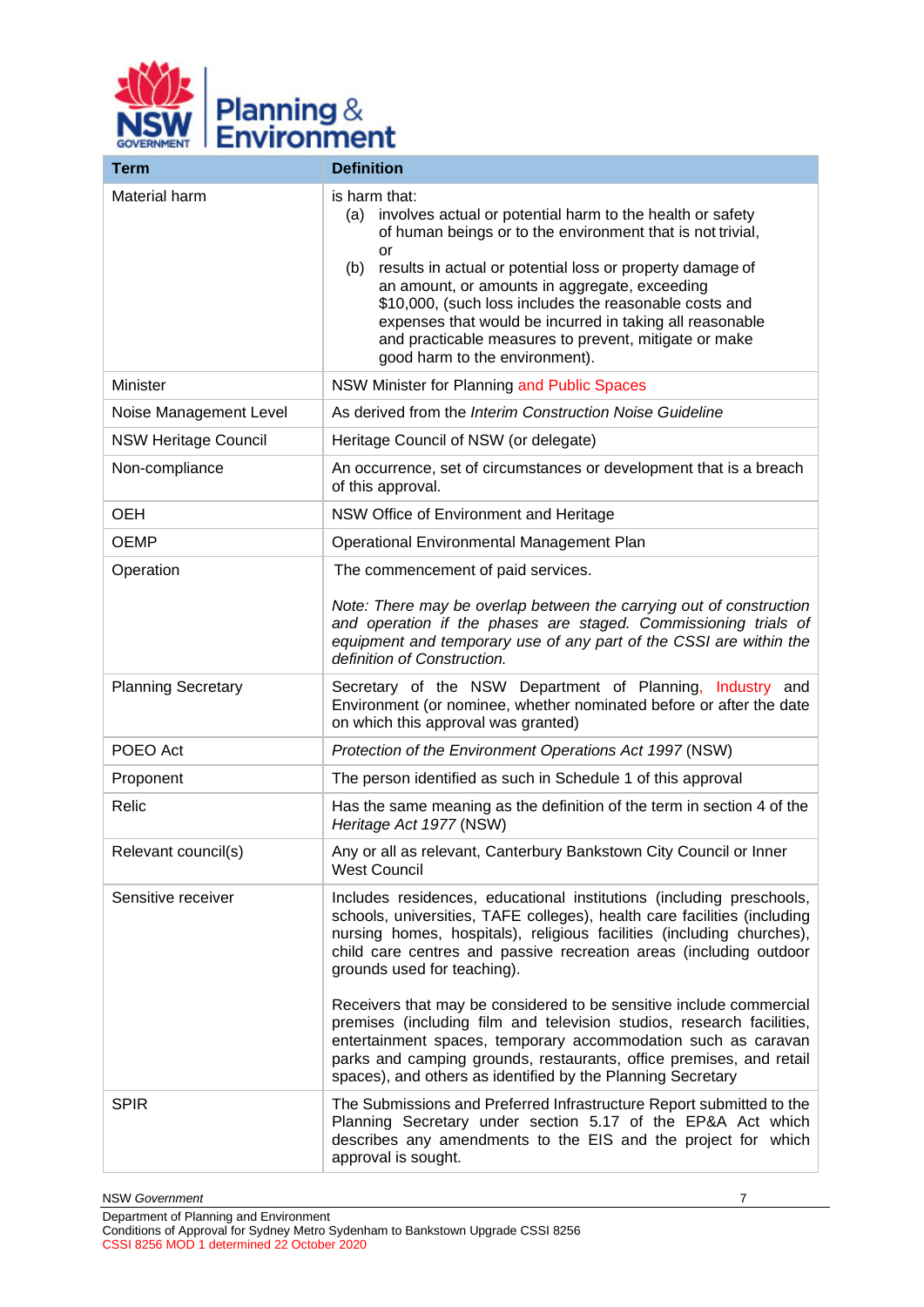| Term | Definition |
| --- | --- |
| Material harm | is harm that:<br>(a) involves actual or potential harm to the health or safety of human beings or to the environment that is not trivial, or<br>(b) results in actual or potential loss or property damage of an amount, or amounts in aggregate, exceeding $10,000, (such loss includes the reasonable costs and expenses that would be incurred in taking all reasonable and practicable measures to prevent, mitigate or make good harm to the environment). |
| Minister | NSW Minister for Planning and Public Spaces |
| Noise Management Level | As derived from the *Interim Construction Noise Guideline* |
| NSW Heritage Council | Heritage Council of NSW (or delegate) |
| Non-compliance | An occurrence, set of circumstances or development that is a breach of this approval. |
| OEH | NSW Office of Environment and Heritage |
| OEMP | Operational Environmental Management Plan |
| Operation | The commencement of paid services.<br><br>*Note: There may be overlap between the carrying out of construction and operation if the phases are staged. Commissioning trials of equipment and temporary use of any part of the CSSI are within the definition of Construction.* |
| Planning Secretary | Secretary of the NSW Department of Planning, Industry and Environment (or nominee, whether nominated before or after the date on which this approval was granted) |
| POEO Act | *Protection of the Environment Operations Act 1997* (NSW) |
| Proponent | The person identified as such in Schedule 1 of this approval |
| Relic | Has the same meaning as the definition of the term in section 4 of the *Heritage Act 1977* (NSW) |
| Relevant council(s) | Any or all as relevant, Canterbury Bankstown City Council or Inner West Council |
| Sensitive receiver | Includes residences, educational institutions (including preschools, schools, universities, TAFE colleges), health care facilities (including nursing homes, hospitals), religious facilities (including churches), child care centres and passive recreation areas (including outdoor grounds used for teaching).<br><br>Receivers that may be considered to be sensitive include commercial premises (including film and television studios, research facilities, entertainment spaces, temporary accommodation such as caravan parks and camping grounds, restaurants, office premises, and retail spaces), and others as identified by the Planning Secretary |
| SPIR | The Submissions and Preferred Infrastructure Report submitted to the Planning Secretary under section 5.17 of the EP&A Act which describes any amendments to the EIS and the project for which approval is sought. |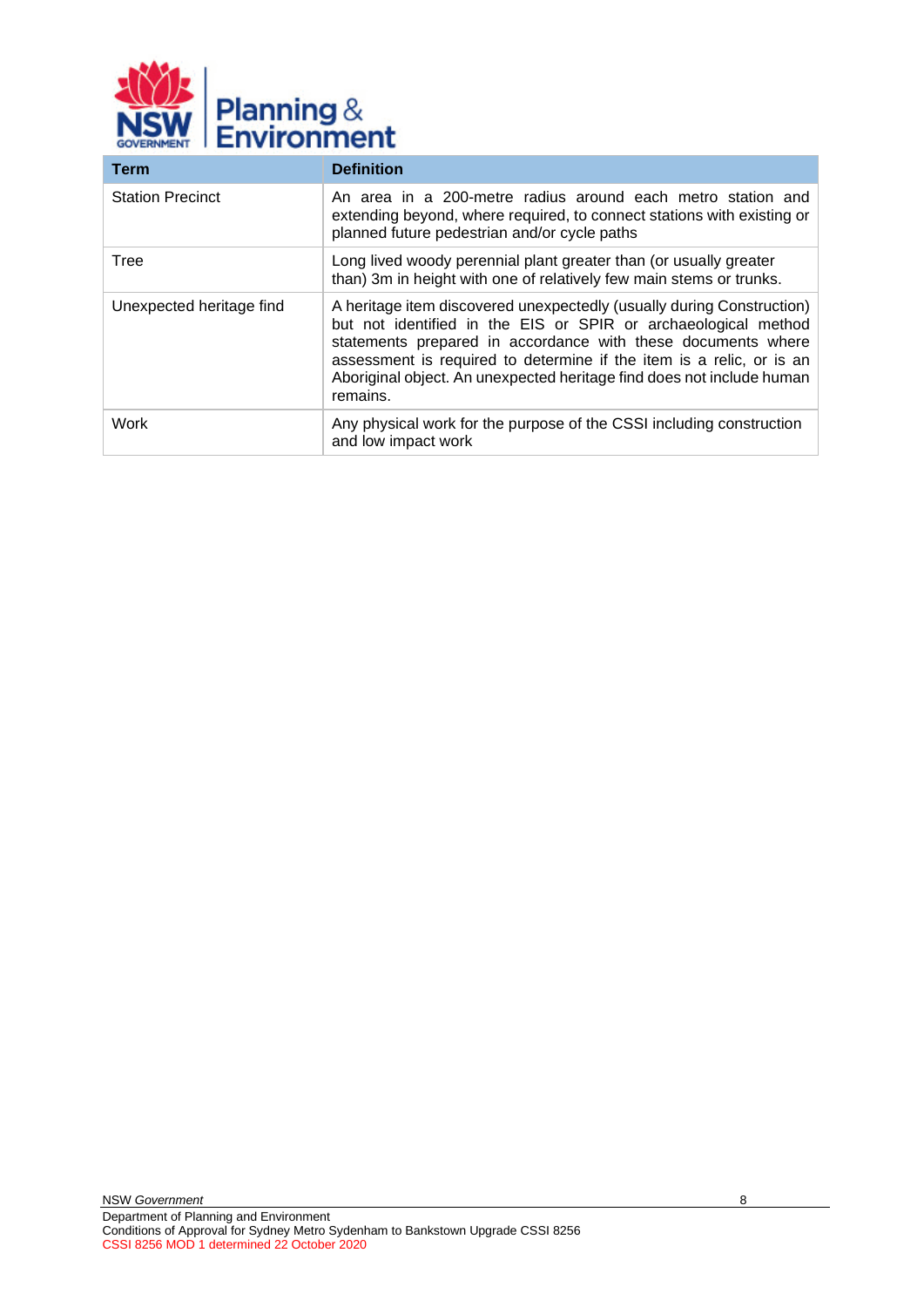| Term | Definition |
| --- | --- |
| Station Precinct | An area in a 200-metre radius around each metro station and extending beyond, where required, to connect stations with existing or planned future pedestrian and/or cycle paths |
| Tree | Long lived woody perennial plant greater than (or usually greater than) 3m in height with one of relatively few main stems or trunks. |
| Unexpected heritage find | A heritage item discovered unexpectedly (usually during Construction) but not identified in the EIS or SPIR or archaeological method statements prepared in accordance with these documents where assessment is required to determine if the item is a relic, or is an Aboriginal object. An unexpected heritage find does not include human remains. |
| Work | Any physical work for the purpose of the CSSI including construction and low impact work |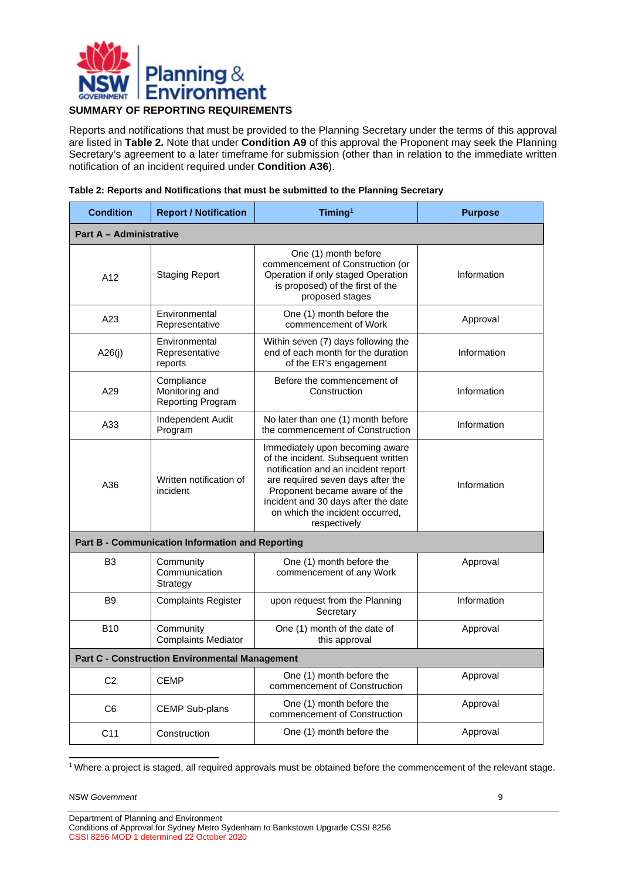## SUMMARY OF REPORTING REQUIREMENTS

Reports and notifications that must be provided to the Planning Secretary under the terms of this approval are listed in **Table 2.** Note that under **Condition A9** of this approval the Proponent may seek the Planning Secretary's agreement to a later timeframe for submission (other than in relation to the immediate written notification of an incident required under **Condition A36**).

**Table 2: Reports and Notifications that must be submitted to the Planning Secretary**

| Condition | Report / Notification | Timing[1] | Purpose |
|---|---|---|---|
| **Part A – Administrative** | | | |
| A12 | Staging Report | One (1) month before commencement of Construction (or Operation if only staged Operation is proposed) of the first of the proposed stages | Information |
| A23 | Environmental Representative | One (1) month before the commencement of Work | Approval |
| A26(j) | Environmental Representative reports | Within seven (7) days following the end of each month for the duration of the ER's engagement | Information |
| A29 | Compliance Monitoring and Reporting Program | Before the commencement of Construction | Information |
| A33 | Independent Audit Program | No later than one (1) month before the commencement of Construction | Information |
| A36 | Written notification of incident | Immediately upon becoming aware of the incident. Subsequent written notification and an incident report are required seven days after the Proponent became aware of the incident and 30 days after the date on which the incident occurred, respectively | Information |
| **Part B - Communication Information and Reporting** | | | |
| B3 | Community Communication Strategy | One (1) month before the commencement of any Work | Approval |
| B9 | Complaints Register | upon request from the Planning Secretary | Information |
| B10 | Community Complaints Mediator | One (1) month of the date of this approval | Approval |
| **Part C - Construction Environmental Management** | | | |
| C2 | CEMP | One (1) month before the commencement of Construction | Approval |
| C6 | CEMP Sub-plans | One (1) month before the commencement of Construction | Approval |
| C11 | Construction | One (1) month before the | Approval |

[1] Where a project is staged, all required approvals must be obtained before the commencement of the relevant stage.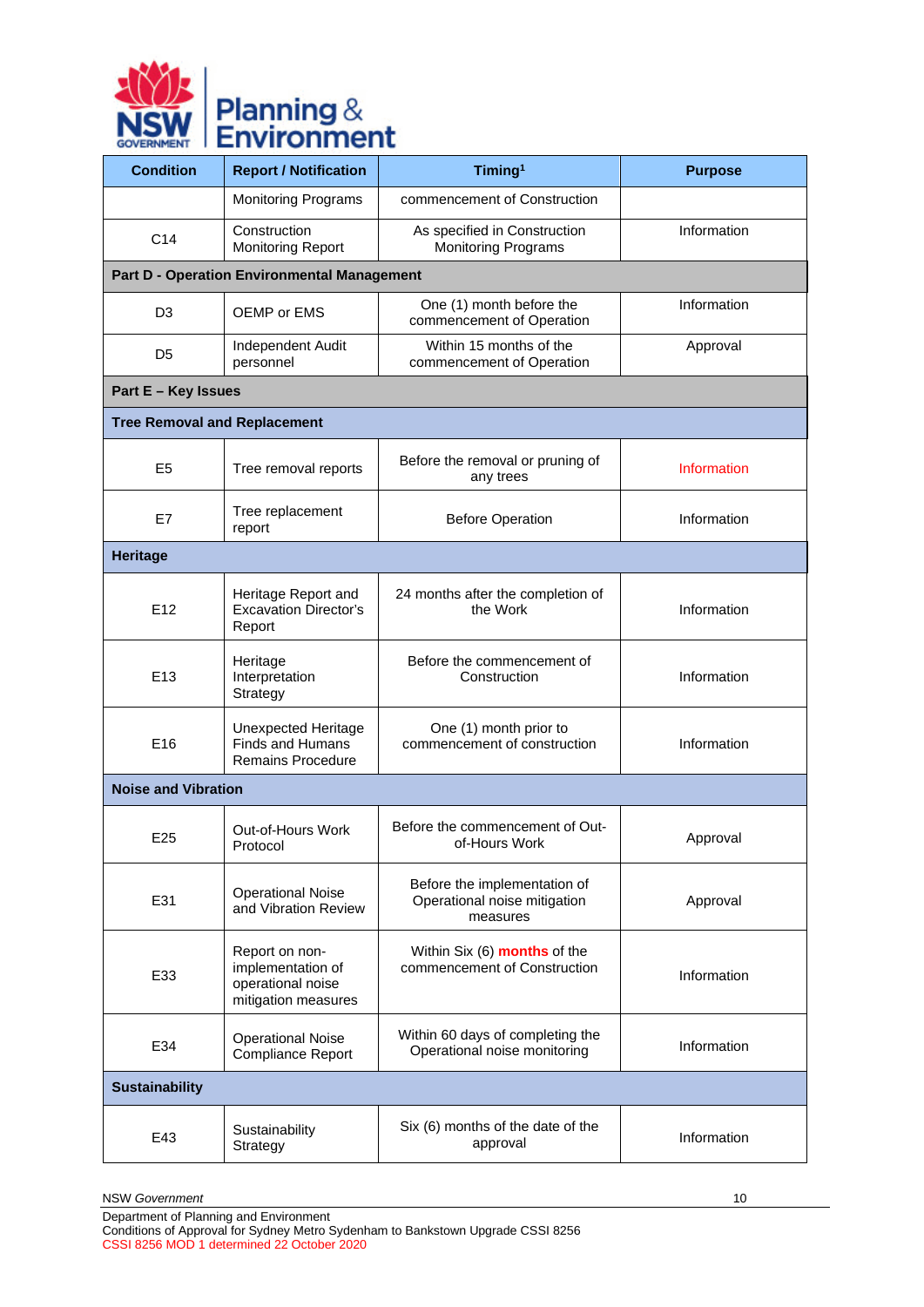| Condition | Report / Notification | Timing[1] | Purpose |
|---|---|---|---|
| | Monitoring Programs | commencement of Construction | |
| C14 | Construction Monitoring Report | As specified in Construction Monitoring Programs | Information |
| **Part D - Operation Environmental Management** | | | |
| D3 | OEMP or EMS | One (1) month before the commencement of Operation | Information |
| D5 | Independent Audit personnel | Within 15 months of the commencement of Operation | Approval |
| **Part E – Key Issues** | | | |
| **Tree Removal and Replacement** | | | |
| E5 | Tree removal reports | Before the removal or pruning of any trees | Information |
| E7 | Tree replacement report | Before Operation | Information |
| **Heritage** | | | |
| E12 | Heritage Report and Excavation Director's Report | 24 months after the completion of the Work | Information |
| E13 | Heritage Interpretation Strategy | Before the commencement of Construction | Information |
| E16 | Unexpected Heritage Finds and Humans Remains Procedure | One (1) month prior to commencement of construction | Information |
| **Noise and Vibration** | | | |
| E25 | Out-of-Hours Work Protocol | Before the commencement of Out-of-Hours Work | Approval |
| E31 | Operational Noise and Vibration Review | Before the implementation of Operational noise mitigation measures | Approval |
| E33 | Report on non-implementation of operational noise mitigation measures | Within Six (6) **months** of the commencement of Construction | Information |
| E34 | Operational Noise Compliance Report | Within 60 days of completing the Operational noise monitoring | Information |
| **Sustainability** | | | |
| E43 | Sustainability Strategy | Six (6) months of the date of the approval | Information |

NSW *Government*
Department of Planning and Environment
Conditions of Approval for Sydney Metro Sydenham to Bankstown Upgrade CSSI 8256
CSSI 8256 MOD 1 determined 22 October 2020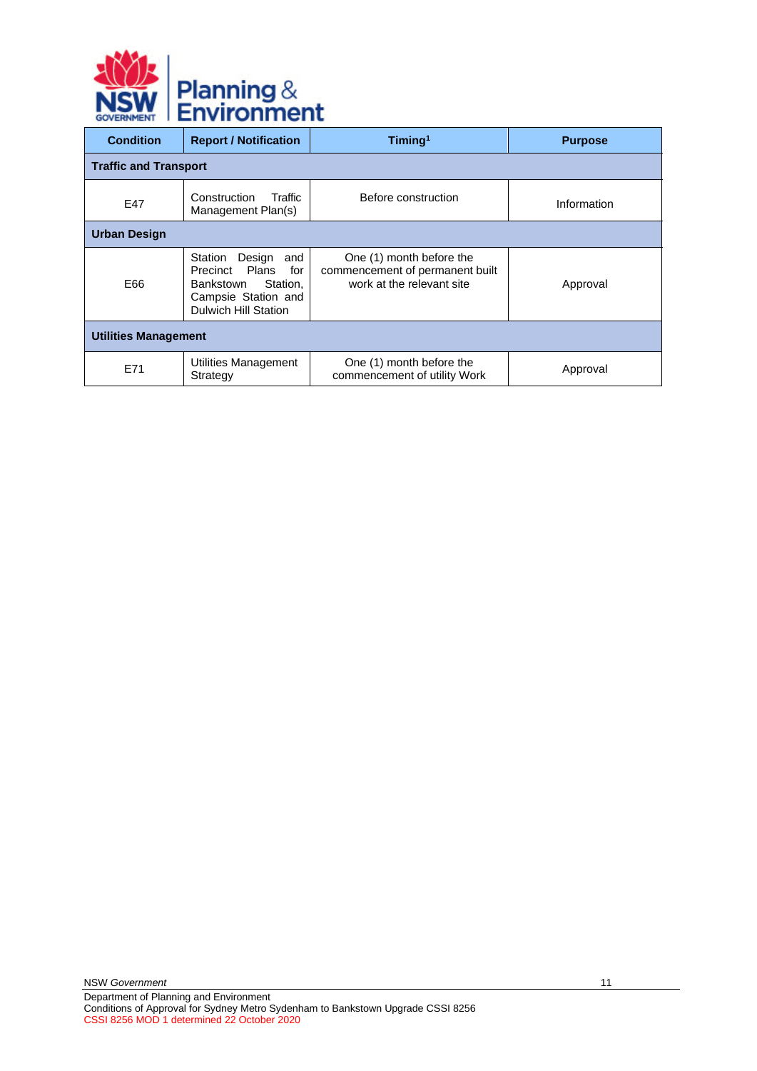| Condition | Report / Notification | Timing[1] | Purpose |
|---|---|---|---|
| **Traffic and Transport** | | | |
| E47 | Construction Traffic Management Plan(s) | Before construction | Information |
| **Urban Design** | | | |
| E66 | Station Design and Precinct Plans for Bankstown Station, Campsie Station and Dulwich Hill Station | One (1) month before the commencement of permanent built work at the relevant site | Approval |
| **Utilities Management** | | | |
| E71 | Utilities Management Strategy | One (1) month before the commencement of utility Work | Approval |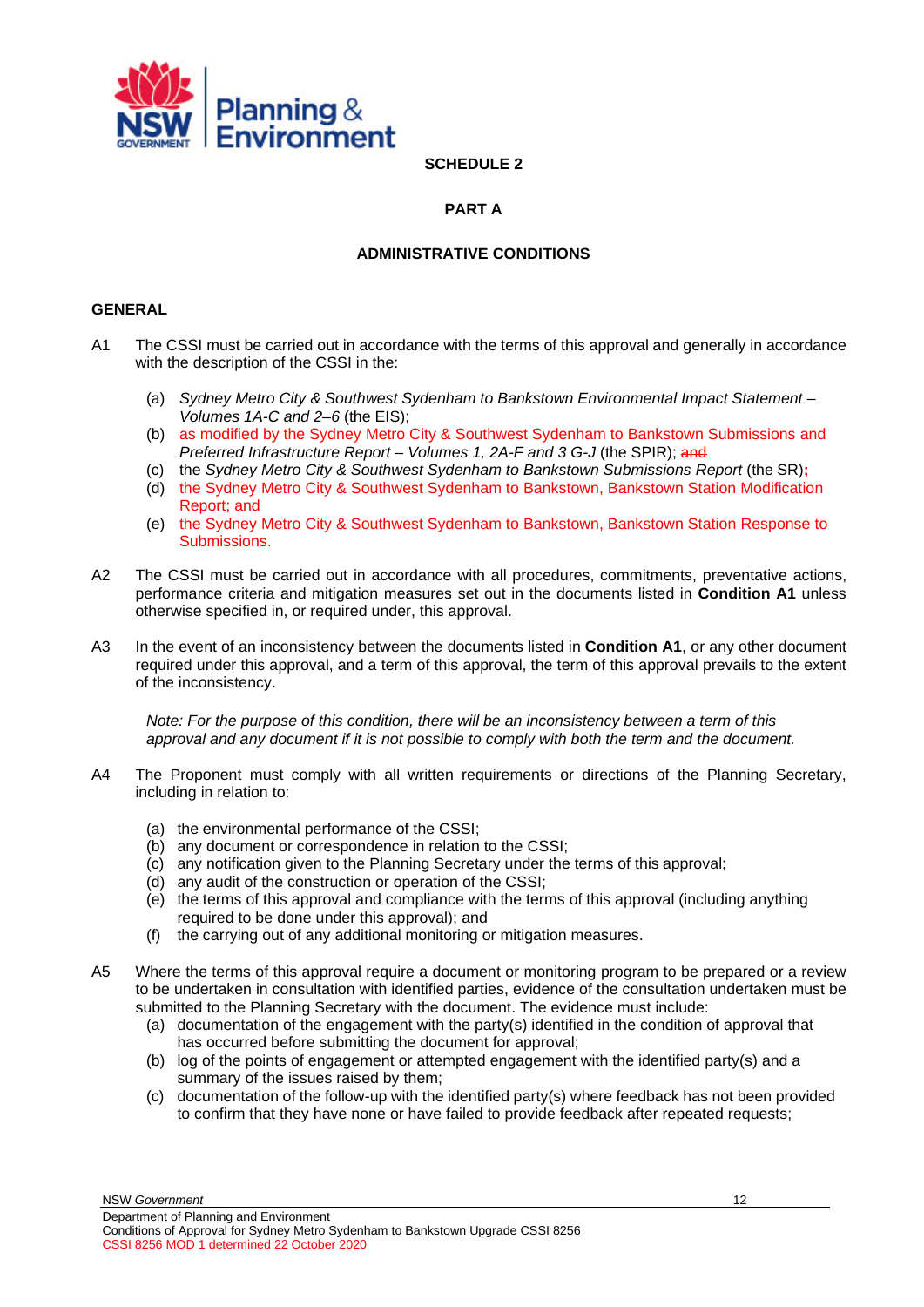**SCHEDULE 2**

**PART A**

**ADMINISTRATIVE CONDITIONS**

**GENERAL**

A1 The CSSI must be carried out in accordance with the terms of this approval and generally in accordance with the description of the CSSI in the:

(a) *Sydney Metro City & Southwest Sydenham to Bankstown Environmental Impact Statement – Volumes 1A-C and 2–6* (the EIS);
(b) as modified by the Sydney Metro City & Southwest Sydenham to Bankstown Submissions and *Preferred Infrastructure Report – Volumes 1, 2A-F and 3 G-J* (the SPIR); ~~and~~
(c) the *Sydney Metro City & Southwest Sydenham to Bankstown Submissions Report* (the SR)**;**
(d) the Sydney Metro City & Southwest Sydenham to Bankstown, Bankstown Station Modification Report; and
(e) the Sydney Metro City & Southwest Sydenham to Bankstown, Bankstown Station Response to Submissions.

A2 The CSSI must be carried out in accordance with all procedures, commitments, preventative actions, performance criteria and mitigation measures set out in the documents listed in **Condition A1** unless otherwise specified in, or required under, this approval.

A3 In the event of an inconsistency between the documents listed in **Condition A1**, or any other document required under this approval, and a term of this approval, the term of this approval prevails to the extent of the inconsistency.

*Note: For the purpose of this condition, there will be an inconsistency between a term of this approval and any document if it is not possible to comply with both the term and the document.*

A4 The Proponent must comply with all written requirements or directions of the Planning Secretary, including in relation to:

(a) the environmental performance of the CSSI;
(b) any document or correspondence in relation to the CSSI;
(c) any notification given to the Planning Secretary under the terms of this approval;
(d) any audit of the construction or operation of the CSSI;
(e) the terms of this approval and compliance with the terms of this approval (including anything required to be done under this approval); and
(f) the carrying out of any additional monitoring or mitigation measures.

A5 Where the terms of this approval require a document or monitoring program to be prepared or a review to be undertaken in consultation with identified parties, evidence of the consultation undertaken must be submitted to the Planning Secretary with the document. The evidence must include:

(a) documentation of the engagement with the party(s) identified in the condition of approval that has occurred before submitting the document for approval;
(b) log of the points of engagement or attempted engagement with the identified party(s) and a summary of the issues raised by them;
(c) documentation of the follow-up with the identified party(s) where feedback has not been provided to confirm that they have none or have failed to provide feedback after repeated requests;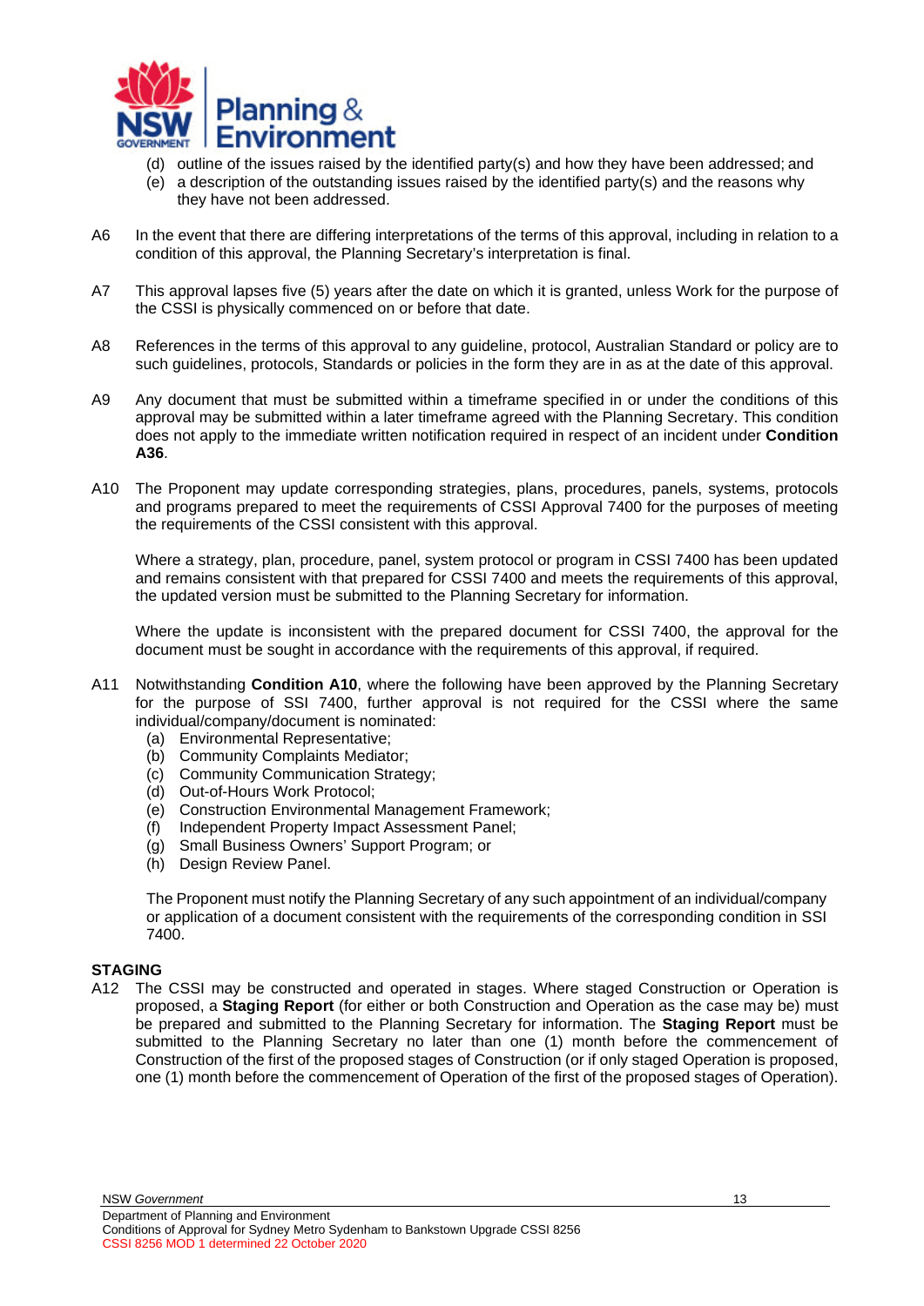(d) outline of the issues raised by the identified party(s) and how they have been addressed; and
(e) a description of the outstanding issues raised by the identified party(s) and the reasons why they have not been addressed.

A6 In the event that there are differing interpretations of the terms of this approval, including in relation to a condition of this approval, the Planning Secretary's interpretation is final.

A7 This approval lapses five (5) years after the date on which it is granted, unless Work for the purpose of the CSSI is physically commenced on or before that date.

A8 References in the terms of this approval to any guideline, protocol, Australian Standard or policy are to such guidelines, protocols, Standards or policies in the form they are in as at the date of this approval.

A9 Any document that must be submitted within a timeframe specified in or under the conditions of this approval may be submitted within a later timeframe agreed with the Planning Secretary. This condition does not apply to the immediate written notification required in respect of an incident under **Condition A36**.

A10 The Proponent may update corresponding strategies, plans, procedures, panels, systems, protocols and programs prepared to meet the requirements of CSSI Approval 7400 for the purposes of meeting the requirements of the CSSI consistent with this approval.

Where a strategy, plan, procedure, panel, system protocol or program in CSSI 7400 has been updated and remains consistent with that prepared for CSSI 7400 and meets the requirements of this approval, the updated version must be submitted to the Planning Secretary for information.

Where the update is inconsistent with the prepared document for CSSI 7400, the approval for the document must be sought in accordance with the requirements of this approval, if required.

A11 Notwithstanding **Condition A10**, where the following have been approved by the Planning Secretary for the purpose of SSI 7400, further approval is not required for the CSSI where the same individual/company/document is nominated:
(a) Environmental Representative;
(b) Community Complaints Mediator;
(c) Community Communication Strategy;
(d) Out-of-Hours Work Protocol;
(e) Construction Environmental Management Framework;
(f) Independent Property Impact Assessment Panel;
(g) Small Business Owners' Support Program; or
(h) Design Review Panel.

The Proponent must notify the Planning Secretary of any such appointment of an individual/company or application of a document consistent with the requirements of the corresponding condition in SSI 7400.

**STAGING**

A12 The CSSI may be constructed and operated in stages. Where staged Construction or Operation is proposed, a **Staging Report** (for either or both Construction and Operation as the case may be) must be prepared and submitted to the Planning Secretary for information. The **Staging Report** must be submitted to the Planning Secretary no later than one (1) month before the commencement of Construction of the first of the proposed stages of Construction (or if only staged Operation is proposed, one (1) month before the commencement of Operation of the first of the proposed stages of Operation).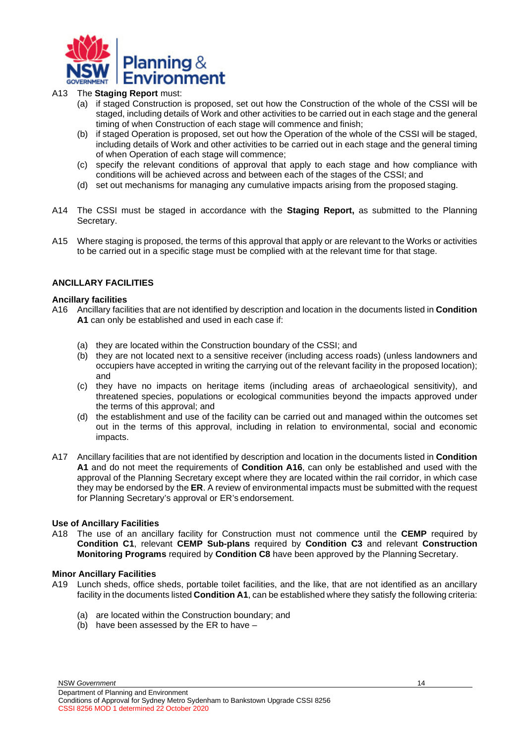A13 The **Staging Report** must:

(a) if staged Construction is proposed, set out how the Construction of the whole of the CSSI will be staged, including details of Work and other activities to be carried out in each stage and the general timing of when Construction of each stage will commence and finish;

(b) if staged Operation is proposed, set out how the Operation of the whole of the CSSI will be staged, including details of Work and other activities to be carried out in each stage and the general timing of when Operation of each stage will commence;

(c) specify the relevant conditions of approval that apply to each stage and how compliance with conditions will be achieved across and between each of the stages of the CSSI; and

(d) set out mechanisms for managing any cumulative impacts arising from the proposed staging.

A14 The CSSI must be staged in accordance with the **Staging Report,** as submitted to the Planning Secretary.

A15 Where staging is proposed, the terms of this approval that apply or are relevant to the Works or activities to be carried out in a specific stage must be complied with at the relevant time for that stage.

## ANCILLARY FACILITIES

### Ancillary facilities

A16 Ancillary facilities that are not identified by description and location in the documents listed in **Condition A1** can only be established and used in each case if:

(a) they are located within the Construction boundary of the CSSI; and

(b) they are not located next to a sensitive receiver (including access roads) (unless landowners and occupiers have accepted in writing the carrying out of the relevant facility in the proposed location); and

(c) they have no impacts on heritage items (including areas of archaeological sensitivity), and threatened species, populations or ecological communities beyond the impacts approved under the terms of this approval; and

(d) the establishment and use of the facility can be carried out and managed within the outcomes set out in the terms of this approval, including in relation to environmental, social and economic impacts.

A17 Ancillary facilities that are not identified by description and location in the documents listed in **Condition A1** and do not meet the requirements of **Condition A16**, can only be established and used with the approval of the Planning Secretary except where they are located within the rail corridor, in which case they may be endorsed by the **ER**. A review of environmental impacts must be submitted with the request for Planning Secretary's approval or ER's endorsement.

### Use of Ancillary Facilities

A18 The use of an ancillary facility for Construction must not commence until the **CEMP** required by **Condition C1**, relevant **CEMP Sub-plans** required by **Condition C3** and relevant **Construction Monitoring Programs** required by **Condition C8** have been approved by the Planning Secretary.

### Minor Ancillary Facilities

A19 Lunch sheds, office sheds, portable toilet facilities, and the like, that are not identified as an ancillary facility in the documents listed **Condition A1**, can be established where they satisfy the following criteria:

(a) are located within the Construction boundary; and

(b) have been assessed by the ER to have –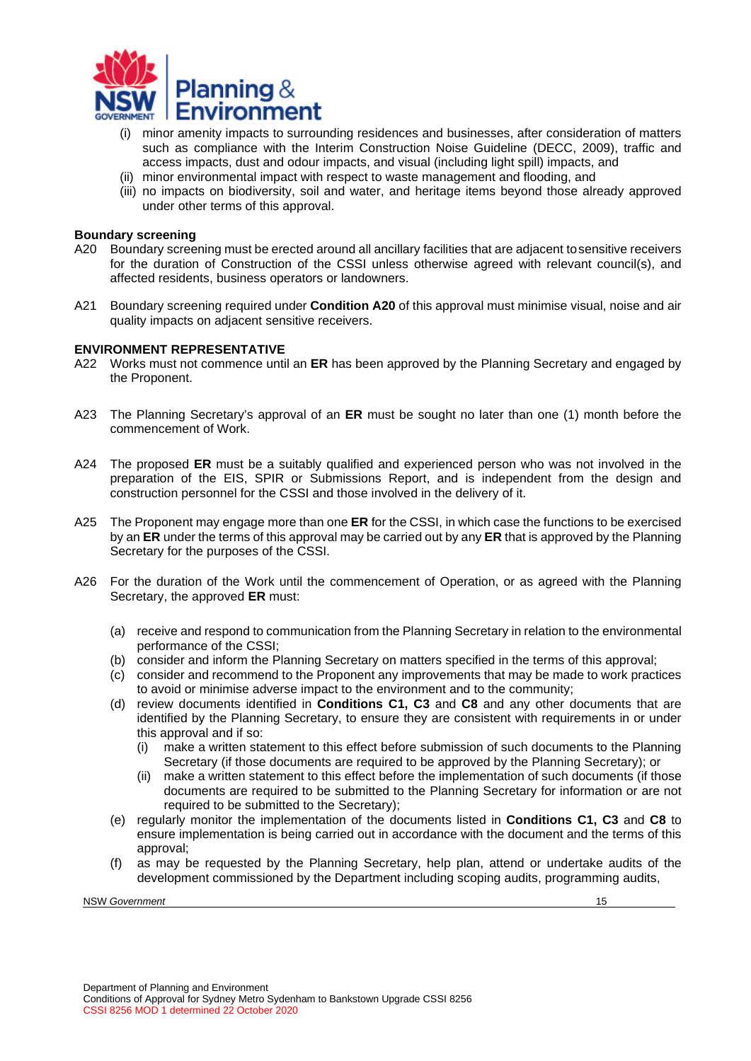(i) minor amenity impacts to surrounding residences and businesses, after consideration of matters such as compliance with the Interim Construction Noise Guideline (DECC, 2009), traffic and access impacts, dust and odour impacts, and visual (including light spill) impacts, and
(ii) minor environmental impact with respect to waste management and flooding, and
(iii) no impacts on biodiversity, soil and water, and heritage items beyond those already approved under other terms of this approval.

**Boundary screening**

A20 Boundary screening must be erected around all ancillary facilities that are adjacent to sensitive receivers for the duration of Construction of the CSSI unless otherwise agreed with relevant council(s), and affected residents, business operators or landowners.

A21 Boundary screening required under **Condition A20** of this approval must minimise visual, noise and air quality impacts on adjacent sensitive receivers.

**ENVIRONMENT REPRESENTATIVE**

A22 Works must not commence until an **ER** has been approved by the Planning Secretary and engaged by the Proponent.

A23 The Planning Secretary's approval of an **ER** must be sought no later than one (1) month before the commencement of Work.

A24 The proposed **ER** must be a suitably qualified and experienced person who was not involved in the preparation of the EIS, SPIR or Submissions Report, and is independent from the design and construction personnel for the CSSI and those involved in the delivery of it.

A25 The Proponent may engage more than one **ER** for the CSSI, in which case the functions to be exercised by an **ER** under the terms of this approval may be carried out by any **ER** that is approved by the Planning Secretary for the purposes of the CSSI.

A26 For the duration of the Work until the commencement of Operation, or as agreed with the Planning Secretary, the approved **ER** must:

(a) receive and respond to communication from the Planning Secretary in relation to the environmental performance of the CSSI;
(b) consider and inform the Planning Secretary on matters specified in the terms of this approval;
(c) consider and recommend to the Proponent any improvements that may be made to work practices to avoid or minimise adverse impact to the environment and to the community;
(d) review documents identified in **Conditions C1, C3** and **C8** and any other documents that are identified by the Planning Secretary, to ensure they are consistent with requirements in or under this approval and if so:
   (i) make a written statement to this effect before submission of such documents to the Planning Secretary (if those documents are required to be approved by the Planning Secretary); or
   (ii) make a written statement to this effect before the implementation of such documents (if those documents are required to be submitted to the Planning Secretary for information or are not required to be submitted to the Secretary);
(e) regularly monitor the implementation of the documents listed in **Conditions C1, C3** and **C8** to ensure implementation is being carried out in accordance with the document and the terms of this approval;
(f) as may be requested by the Planning Secretary, help plan, attend or undertake audits of the development commissioned by the Department including scoping audits, programming audits,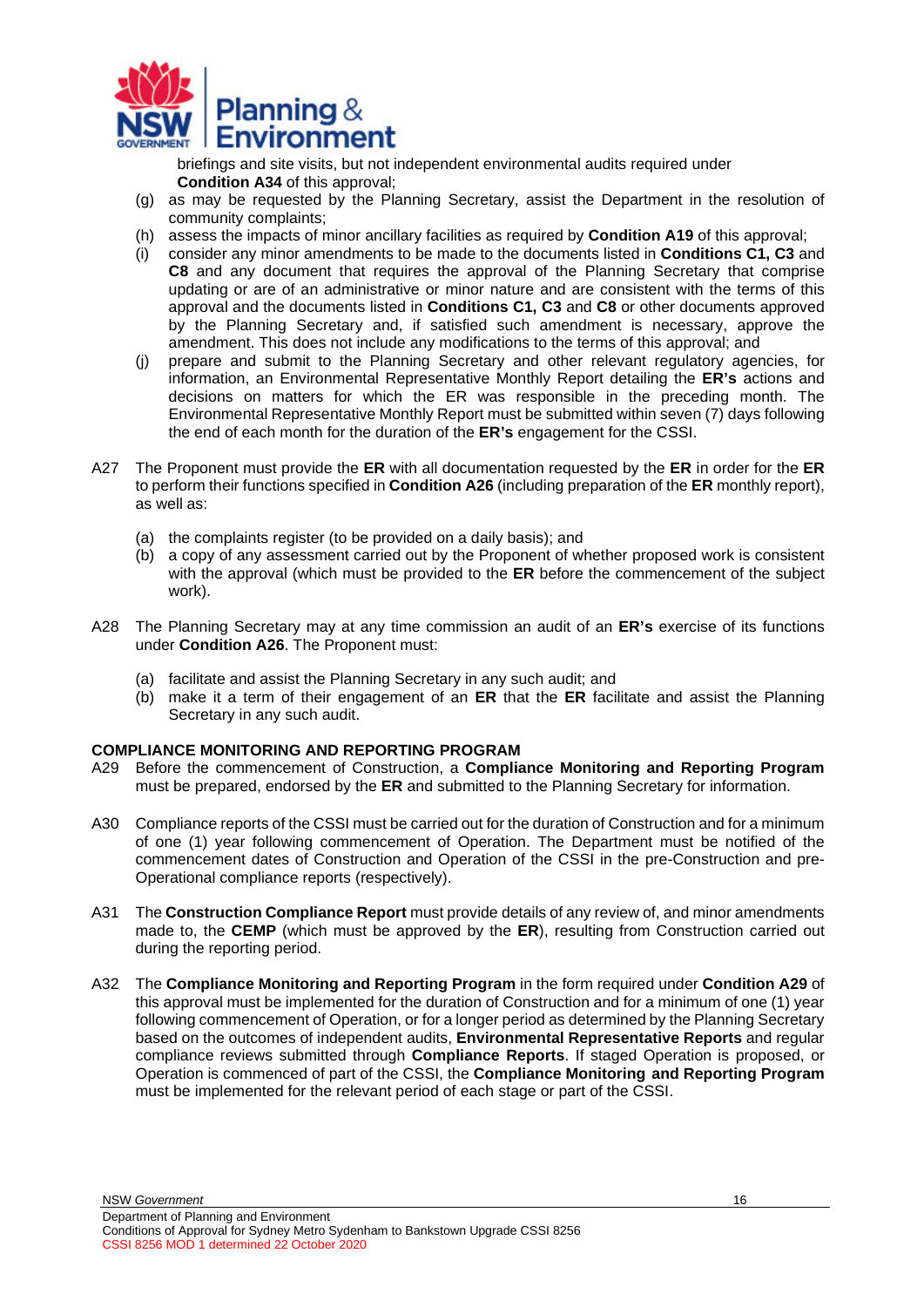briefings and site visits, but not independent environmental audits required under **Condition A34** of this approval;

(g) as may be requested by the Planning Secretary, assist the Department in the resolution of community complaints;

(h) assess the impacts of minor ancillary facilities as required by **Condition A19** of this approval;

(i) consider any minor amendments to be made to the documents listed in **Conditions C1, C3** and **C8** and any document that requires the approval of the Planning Secretary that comprise updating or are of an administrative or minor nature and are consistent with the terms of this approval and the documents listed in **Conditions C1, C3** and **C8** or other documents approved by the Planning Secretary and, if satisfied such amendment is necessary, approve the amendment. This does not include any modifications to the terms of this approval; and

(j) prepare and submit to the Planning Secretary and other relevant regulatory agencies, for information, an Environmental Representative Monthly Report detailing the **ER's** actions and decisions on matters for which the ER was responsible in the preceding month. The Environmental Representative Monthly Report must be submitted within seven (7) days following the end of each month for the duration of the **ER's** engagement for the CSSI.

A27 The Proponent must provide the **ER** with all documentation requested by the **ER** in order for the **ER** to perform their functions specified in **Condition A26** (including preparation of the **ER** monthly report), as well as:

(a) the complaints register (to be provided on a daily basis); and

(b) a copy of any assessment carried out by the Proponent of whether proposed work is consistent with the approval (which must be provided to the **ER** before the commencement of the subject work).

A28 The Planning Secretary may at any time commission an audit of an **ER's** exercise of its functions under **Condition A26**. The Proponent must:

(a) facilitate and assist the Planning Secretary in any such audit; and

(b) make it a term of their engagement of an **ER** that the **ER** facilitate and assist the Planning Secretary in any such audit.

**COMPLIANCE MONITORING AND REPORTING PROGRAM**

A29 Before the commencement of Construction, a **Compliance Monitoring and Reporting Program** must be prepared, endorsed by the **ER** and submitted to the Planning Secretary for information.

A30 Compliance reports of the CSSI must be carried out for the duration of Construction and for a minimum of one (1) year following commencement of Operation. The Department must be notified of the commencement dates of Construction and Operation of the CSSI in the pre-Construction and pre-Operational compliance reports (respectively).

A31 The **Construction Compliance Report** must provide details of any review of, and minor amendments made to, the **CEMP** (which must be approved by the **ER**), resulting from Construction carried out during the reporting period.

A32 The **Compliance Monitoring and Reporting Program** in the form required under **Condition A29** of this approval must be implemented for the duration of Construction and for a minimum of one (1) year following commencement of Operation, or for a longer period as determined by the Planning Secretary based on the outcomes of independent audits, **Environmental Representative Reports** and regular compliance reviews submitted through **Compliance Reports**. If staged Operation is proposed, or Operation is commenced of part of the CSSI, the **Compliance Monitoring and Reporting Program** must be implemented for the relevant period of each stage or part of the CSSI.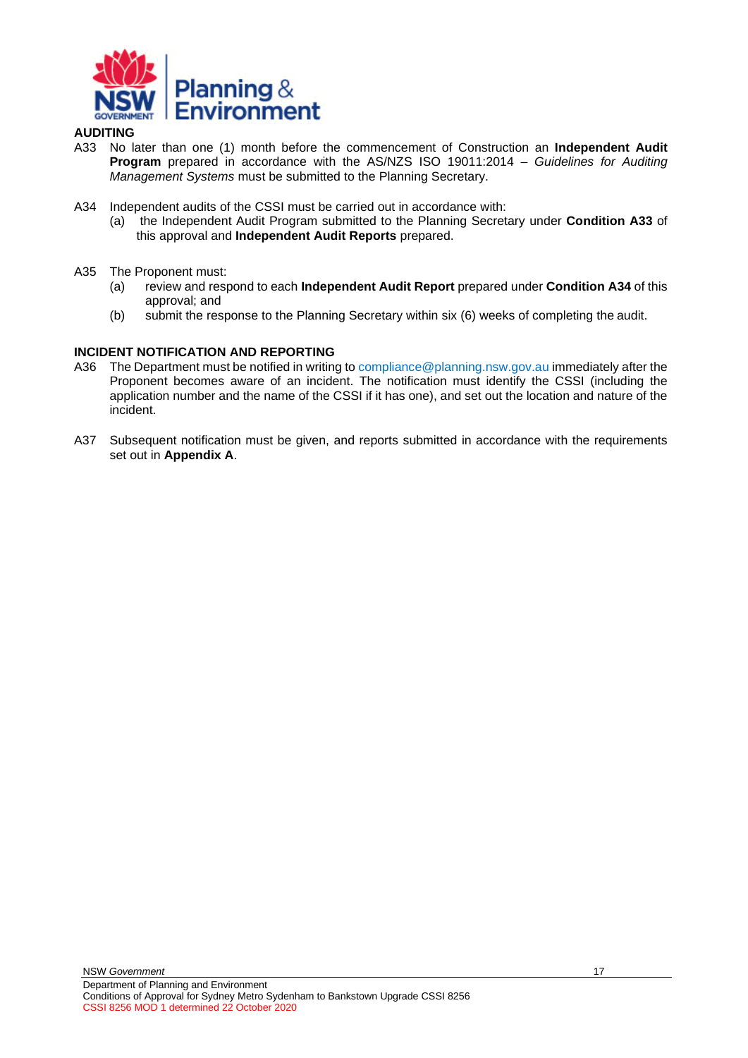## AUDITING

A33 No later than one (1) month before the commencement of Construction an **Independent Audit Program** prepared in accordance with the AS/NZS ISO 19011:2014 – *Guidelines for Auditing Management Systems* must be submitted to the Planning Secretary.

A34 Independent audits of the CSSI must be carried out in accordance with:

- (a) the Independent Audit Program submitted to the Planning Secretary under **Condition A33** of this approval and **Independent Audit Reports** prepared.

A35 The Proponent must:

- (a) review and respond to each **Independent Audit Report** prepared under **Condition A34** of this approval; and
- (b) submit the response to the Planning Secretary within six (6) weeks of completing the audit.

## INCIDENT NOTIFICATION AND REPORTING

A36 The Department must be notified in writing to compliance@planning.nsw.gov.au immediately after the Proponent becomes aware of an incident. The notification must identify the CSSI (including the application number and the name of the CSSI if it has one), and set out the location and nature of the incident.

A37 Subsequent notification must be given, and reports submitted in accordance with the requirements set out in **Appendix A**.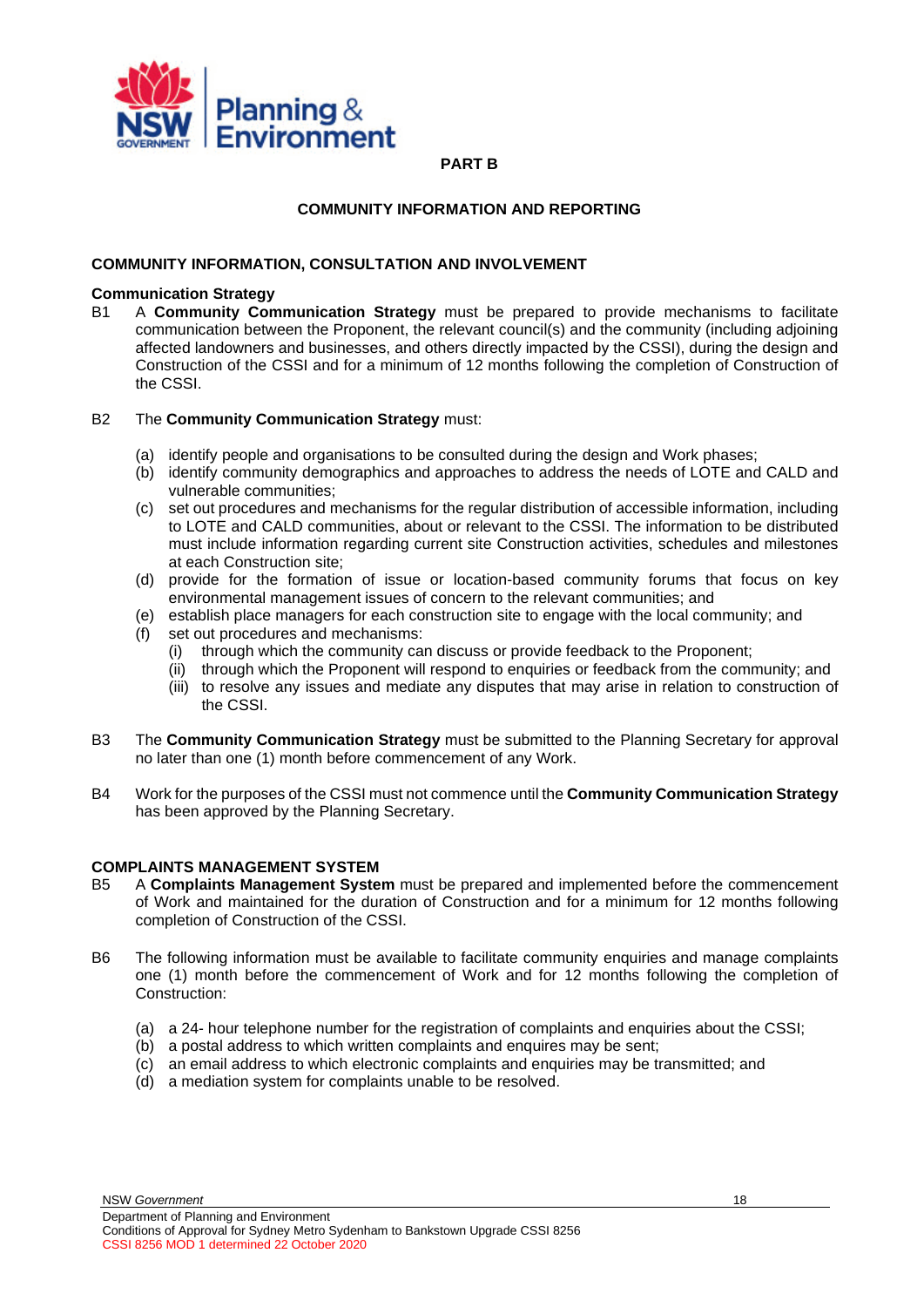## PART B

## COMMUNITY INFORMATION AND REPORTING

### COMMUNITY INFORMATION, CONSULTATION AND INVOLVEMENT

**Communication Strategy**

B1 A **Community Communication Strategy** must be prepared to provide mechanisms to facilitate communication between the Proponent, the relevant council(s) and the community (including adjoining affected landowners and businesses, and others directly impacted by the CSSI), during the design and Construction of the CSSI and for a minimum of 12 months following the completion of Construction of the CSSI.

B2 The **Community Communication Strategy** must:

- (a) identify people and organisations to be consulted during the design and Work phases;
- (b) identify community demographics and approaches to address the needs of LOTE and CALD and vulnerable communities;
- (c) set out procedures and mechanisms for the regular distribution of accessible information, including to LOTE and CALD communities, about or relevant to the CSSI. The information to be distributed must include information regarding current site Construction activities, schedules and milestones at each Construction site;
- (d) provide for the formation of issue or location-based community forums that focus on key environmental management issues of concern to the relevant communities; and
- (e) establish place managers for each construction site to engage with the local community; and
- (f) set out procedures and mechanisms:
  - (i) through which the community can discuss or provide feedback to the Proponent;
  - (ii) through which the Proponent will respond to enquiries or feedback from the community; and
  - (iii) to resolve any issues and mediate any disputes that may arise in relation to construction of the CSSI.

B3 The **Community Communication Strategy** must be submitted to the Planning Secretary for approval no later than one (1) month before commencement of any Work.

B4 Work for the purposes of the CSSI must not commence until the **Community Communication Strategy** has been approved by the Planning Secretary.

### COMPLAINTS MANAGEMENT SYSTEM

B5 A **Complaints Management System** must be prepared and implemented before the commencement of Work and maintained for the duration of Construction and for a minimum for 12 months following completion of Construction of the CSSI.

B6 The following information must be available to facilitate community enquiries and manage complaints one (1) month before the commencement of Work and for 12 months following the completion of Construction:

- (a) a 24- hour telephone number for the registration of complaints and enquiries about the CSSI;
- (b) a postal address to which written complaints and enquires may be sent;
- (c) an email address to which electronic complaints and enquiries may be transmitted; and
- (d) a mediation system for complaints unable to be resolved.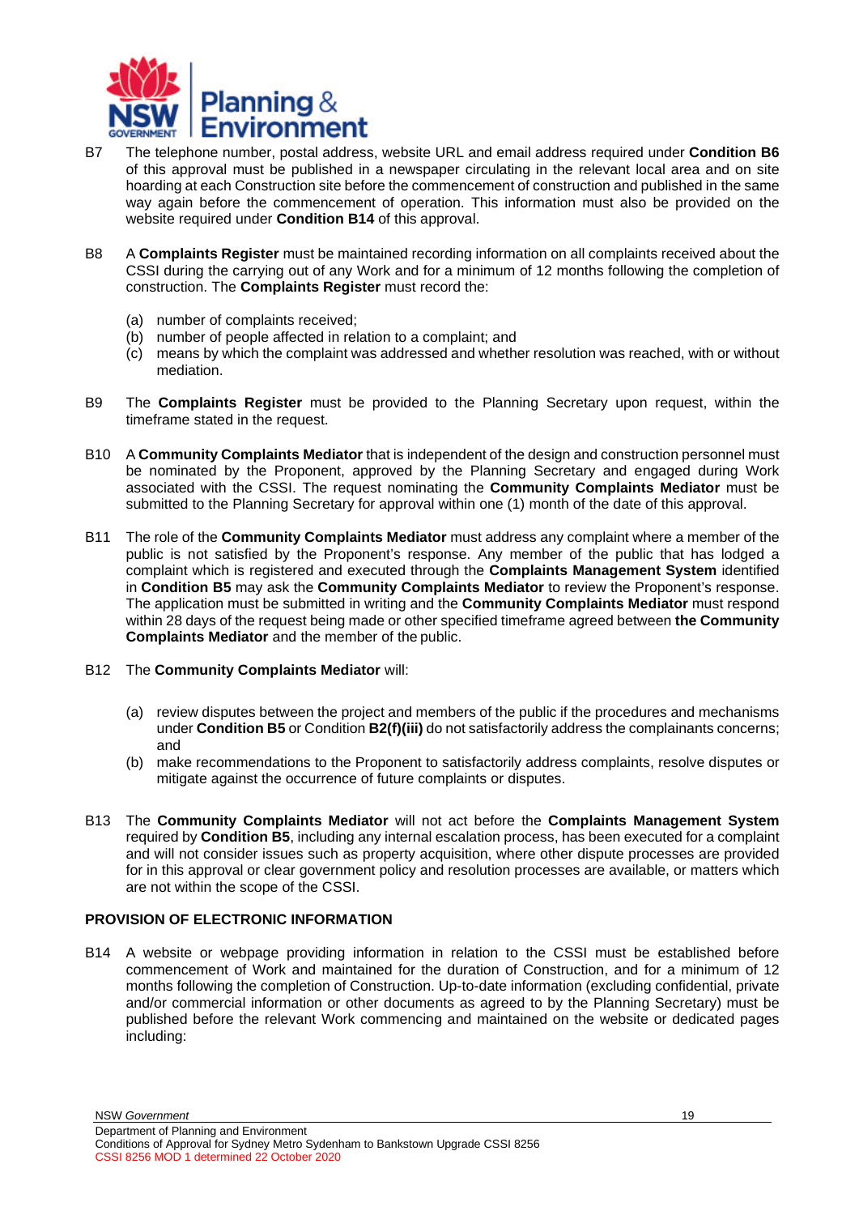B7 The telephone number, postal address, website URL and email address required under **Condition B6** of this approval must be published in a newspaper circulating in the relevant local area and on site hoarding at each Construction site before the commencement of construction and published in the same way again before the commencement of operation. This information must also be provided on the website required under **Condition B14** of this approval.

B8 A **Complaints Register** must be maintained recording information on all complaints received about the CSSI during the carrying out of any Work and for a minimum of 12 months following the completion of construction. The **Complaints Register** must record the:

(a) number of complaints received;
(b) number of people affected in relation to a complaint; and
(c) means by which the complaint was addressed and whether resolution was reached, with or without mediation.

B9 The **Complaints Register** must be provided to the Planning Secretary upon request, within the timeframe stated in the request.

B10 A **Community Complaints Mediator** that is independent of the design and construction personnel must be nominated by the Proponent, approved by the Planning Secretary and engaged during Work associated with the CSSI. The request nominating the **Community Complaints Mediator** must be submitted to the Planning Secretary for approval within one (1) month of the date of this approval.

B11 The role of the **Community Complaints Mediator** must address any complaint where a member of the public is not satisfied by the Proponent's response. Any member of the public that has lodged a complaint which is registered and executed through the **Complaints Management System** identified in **Condition B5** may ask the **Community Complaints Mediator** to review the Proponent's response. The application must be submitted in writing and the **Community Complaints Mediator** must respond within 28 days of the request being made or other specified timeframe agreed between **the Community Complaints Mediator** and the member of the public.

B12 The **Community Complaints Mediator** will:

(a) review disputes between the project and members of the public if the procedures and mechanisms under **Condition B5** or Condition **B2(f)(iii)** do not satisfactorily address the complainants concerns; and
(b) make recommendations to the Proponent to satisfactorily address complaints, resolve disputes or mitigate against the occurrence of future complaints or disputes.

B13 The **Community Complaints Mediator** will not act before the **Complaints Management System** required by **Condition B5**, including any internal escalation process, has been executed for a complaint and will not consider issues such as property acquisition, where other dispute processes are provided for in this approval or clear government policy and resolution processes are available, or matters which are not within the scope of the CSSI.

## PROVISION OF ELECTRONIC INFORMATION

B14 A website or webpage providing information in relation to the CSSI must be established before commencement of Work and maintained for the duration of Construction, and for a minimum of 12 months following the completion of Construction. Up-to-date information (excluding confidential, private and/or commercial information or other documents as agreed to by the Planning Secretary) must be published before the relevant Work commencing and maintained on the website or dedicated pages including: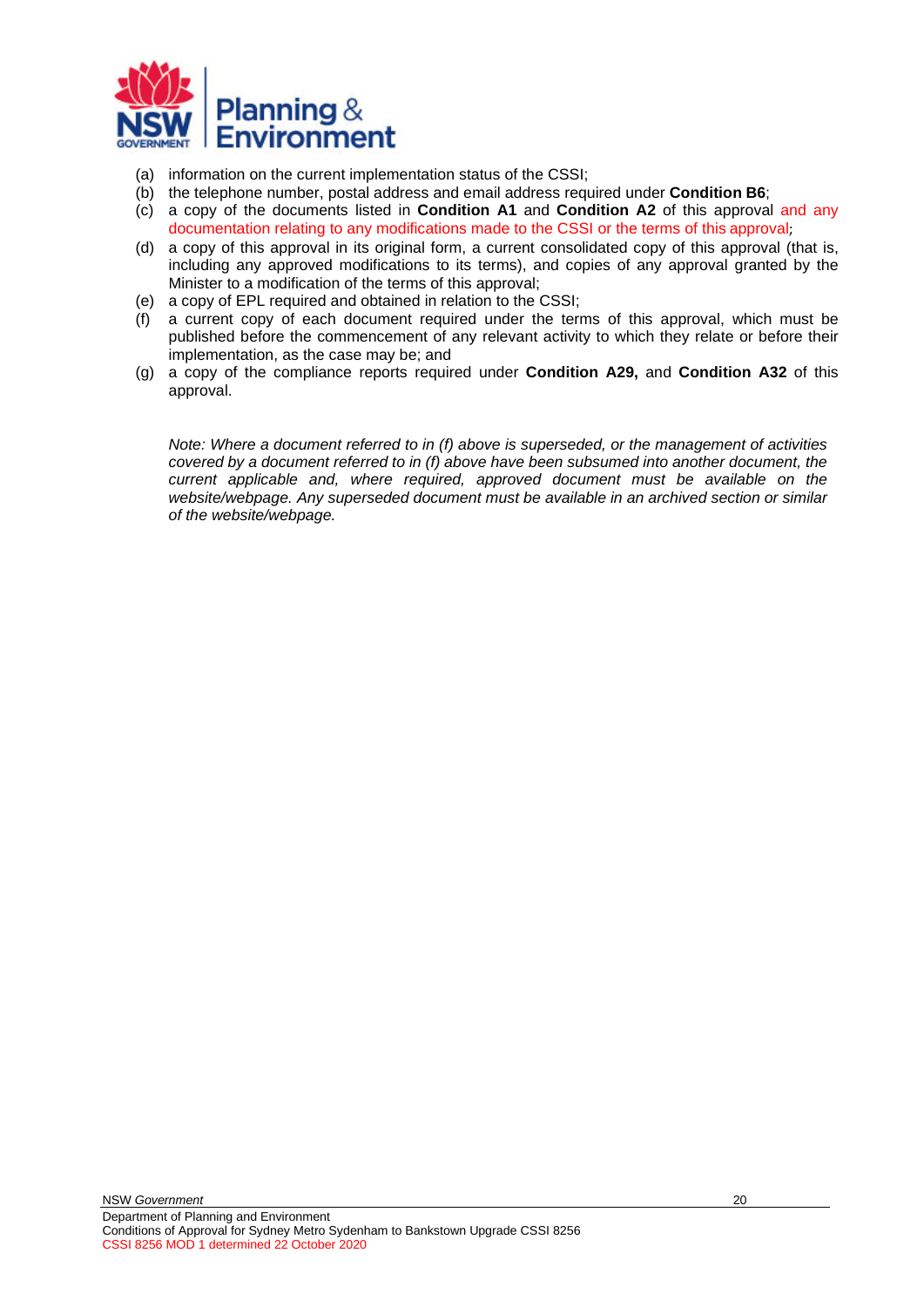(a) information on the current implementation status of the CSSI;
(b) the telephone number, postal address and email address required under **Condition B6**;
(c) a copy of the documents listed in **Condition A1** and **Condition A2** of this approval and any documentation relating to any modifications made to the CSSI or the terms of this approval;
(d) a copy of this approval in its original form, a current consolidated copy of this approval (that is, including any approved modifications to its terms), and copies of any approval granted by the Minister to a modification of the terms of this approval;
(e) a copy of EPL required and obtained in relation to the CSSI;
(f) a current copy of each document required under the terms of this approval, which must be published before the commencement of any relevant activity to which they relate or before their implementation, as the case may be; and
(g) a copy of the compliance reports required under **Condition A29,** and **Condition A32** of this approval.

*Note: Where a document referred to in (f) above is superseded, or the management of activities covered by a document referred to in (f) above have been subsumed into another document, the current applicable and, where required, approved document must be available on the website/webpage. Any superseded document must be available in an archived section or similar of the website/webpage.*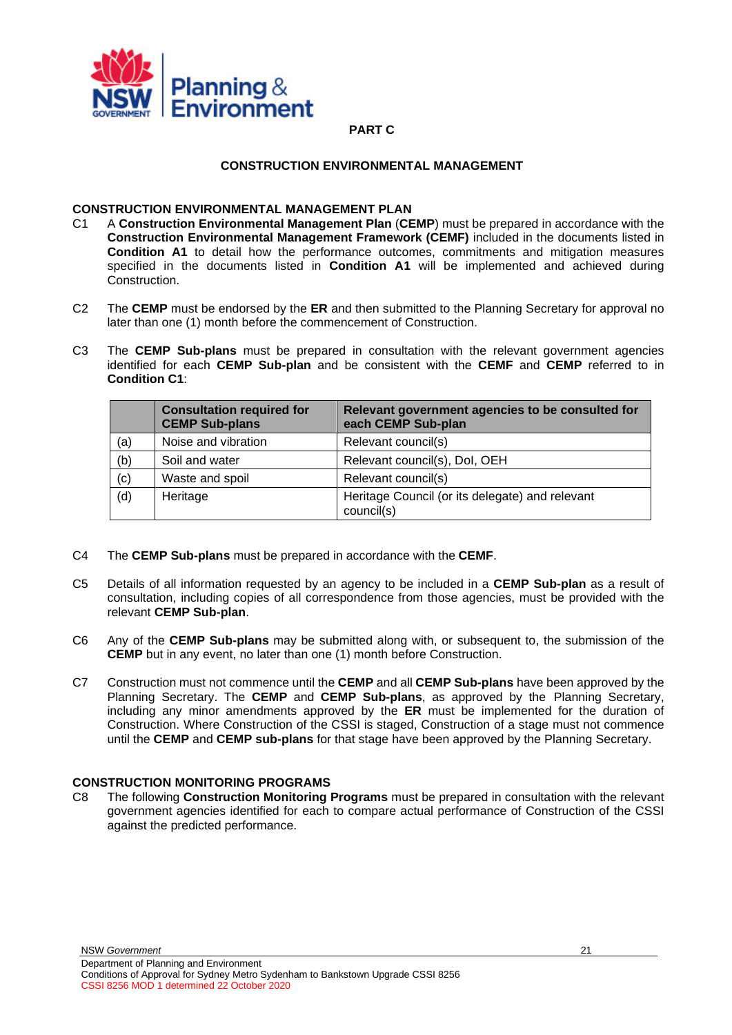## PART C

## CONSTRUCTION ENVIRONMENTAL MANAGEMENT

### CONSTRUCTION ENVIRONMENTAL MANAGEMENT PLAN

C1 A **Construction Environmental Management Plan** (**CEMP**) must be prepared in accordance with the **Construction Environmental Management Framework (CEMF)** included in the documents listed in **Condition A1** to detail how the performance outcomes, commitments and mitigation measures specified in the documents listed in **Condition A1** will be implemented and achieved during Construction.

C2 The **CEMP** must be endorsed by the **ER** and then submitted to the Planning Secretary for approval no later than one (1) month before the commencement of Construction.

C3 The **CEMP Sub-plans** must be prepared in consultation with the relevant government agencies identified for each **CEMP Sub-plan** and be consistent with the **CEMF** and **CEMP** referred to in **Condition C1**:

| | Consultation required for CEMP Sub-plans | Relevant government agencies to be consulted for each CEMP Sub-plan |
|---|---|---|
| (a) | Noise and vibration | Relevant council(s) |
| (b) | Soil and water | Relevant council(s), DoI, OEH |
| (c) | Waste and spoil | Relevant council(s) |
| (d) | Heritage | Heritage Council (or its delegate) and relevant council(s) |

C4 The **CEMP Sub-plans** must be prepared in accordance with the **CEMF**.

C5 Details of all information requested by an agency to be included in a **CEMP Sub-plan** as a result of consultation, including copies of all correspondence from those agencies, must be provided with the relevant **CEMP Sub-plan**.

C6 Any of the **CEMP Sub-plans** may be submitted along with, or subsequent to, the submission of the **CEMP** but in any event, no later than one (1) month before Construction.

C7 Construction must not commence until the **CEMP** and all **CEMP Sub-plans** have been approved by the Planning Secretary. The **CEMP** and **CEMP Sub-plans**, as approved by the Planning Secretary, including any minor amendments approved by the **ER** must be implemented for the duration of Construction. Where Construction of the CSSI is staged, Construction of a stage must not commence until the **CEMP** and **CEMP sub-plans** for that stage have been approved by the Planning Secretary.

### CONSTRUCTION MONITORING PROGRAMS

C8 The following **Construction Monitoring Programs** must be prepared in consultation with the relevant government agencies identified for each to compare actual performance of Construction of the CSSI against the predicted performance.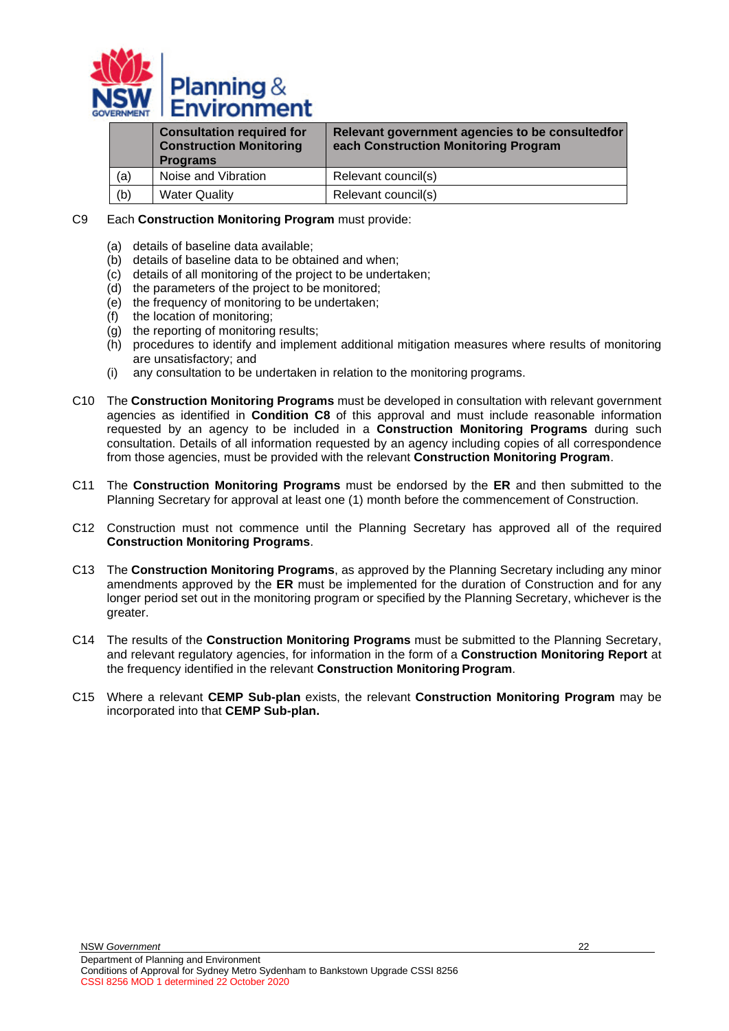| | Consultation required for Construction Monitoring Programs | Relevant government agencies to be consultedfor each Construction Monitoring Program |
|---|---|---|
| (a) | Noise and Vibration | Relevant council(s) |
| (b) | Water Quality | Relevant council(s) |

C9 Each **Construction Monitoring Program** must provide:

- (a) details of baseline data available;
- (b) details of baseline data to be obtained and when;
- (c) details of all monitoring of the project to be undertaken;
- (d) the parameters of the project to be monitored;
- (e) the frequency of monitoring to be undertaken;
- (f) the location of monitoring;
- (g) the reporting of monitoring results;
- (h) procedures to identify and implement additional mitigation measures where results of monitoring are unsatisfactory; and
- (i) any consultation to be undertaken in relation to the monitoring programs.

C10 The **Construction Monitoring Programs** must be developed in consultation with relevant government agencies as identified in **Condition C8** of this approval and must include reasonable information requested by an agency to be included in a **Construction Monitoring Programs** during such consultation. Details of all information requested by an agency including copies of all correspondence from those agencies, must be provided with the relevant **Construction Monitoring Program**.

C11 The **Construction Monitoring Programs** must be endorsed by the **ER** and then submitted to the Planning Secretary for approval at least one (1) month before the commencement of Construction.

C12 Construction must not commence until the Planning Secretary has approved all of the required **Construction Monitoring Programs**.

C13 The **Construction Monitoring Programs**, as approved by the Planning Secretary including any minor amendments approved by the **ER** must be implemented for the duration of Construction and for any longer period set out in the monitoring program or specified by the Planning Secretary, whichever is the greater.

C14 The results of the **Construction Monitoring Programs** must be submitted to the Planning Secretary, and relevant regulatory agencies, for information in the form of a **Construction Monitoring Report** at the frequency identified in the relevant **Construction Monitoring Program**.

C15 Where a relevant **CEMP Sub-plan** exists, the relevant **Construction Monitoring Program** may be incorporated into that **CEMP Sub-plan.**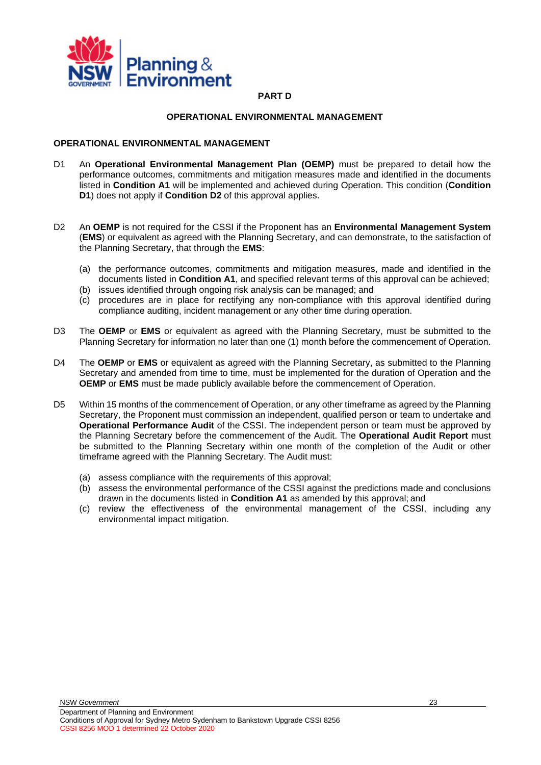# PART D

## OPERATIONAL ENVIRONMENTAL MANAGEMENT

### OPERATIONAL ENVIRONMENTAL MANAGEMENT

D1 An **Operational Environmental Management Plan (OEMP)** must be prepared to detail how the performance outcomes, commitments and mitigation measures made and identified in the documents listed in **Condition A1** will be implemented and achieved during Operation. This condition (**Condition D1**) does not apply if **Condition D2** of this approval applies.

D2 An **OEMP** is not required for the CSSI if the Proponent has an **Environmental Management System** (**EMS**) or equivalent as agreed with the Planning Secretary, and can demonstrate, to the satisfaction of the Planning Secretary, that through the **EMS**:

(a) the performance outcomes, commitments and mitigation measures, made and identified in the documents listed in **Condition A1**, and specified relevant terms of this approval can be achieved;
(b) issues identified through ongoing risk analysis can be managed; and
(c) procedures are in place for rectifying any non-compliance with this approval identified during compliance auditing, incident management or any other time during operation.

D3 The **OEMP** or **EMS** or equivalent as agreed with the Planning Secretary, must be submitted to the Planning Secretary for information no later than one (1) month before the commencement of Operation.

D4 The **OEMP** or **EMS** or equivalent as agreed with the Planning Secretary, as submitted to the Planning Secretary and amended from time to time, must be implemented for the duration of Operation and the **OEMP** or **EMS** must be made publicly available before the commencement of Operation.

D5 Within 15 months of the commencement of Operation, or any other timeframe as agreed by the Planning Secretary, the Proponent must commission an independent, qualified person or team to undertake and **Operational Performance Audit** of the CSSI. The independent person or team must be approved by the Planning Secretary before the commencement of the Audit. The **Operational Audit Report** must be submitted to the Planning Secretary within one month of the completion of the Audit or other timeframe agreed with the Planning Secretary. The Audit must:

(a) assess compliance with the requirements of this approval;
(b) assess the environmental performance of the CSSI against the predictions made and conclusions drawn in the documents listed in **Condition A1** as amended by this approval; and
(c) review the effectiveness of the environmental management of the CSSI, including any environmental impact mitigation.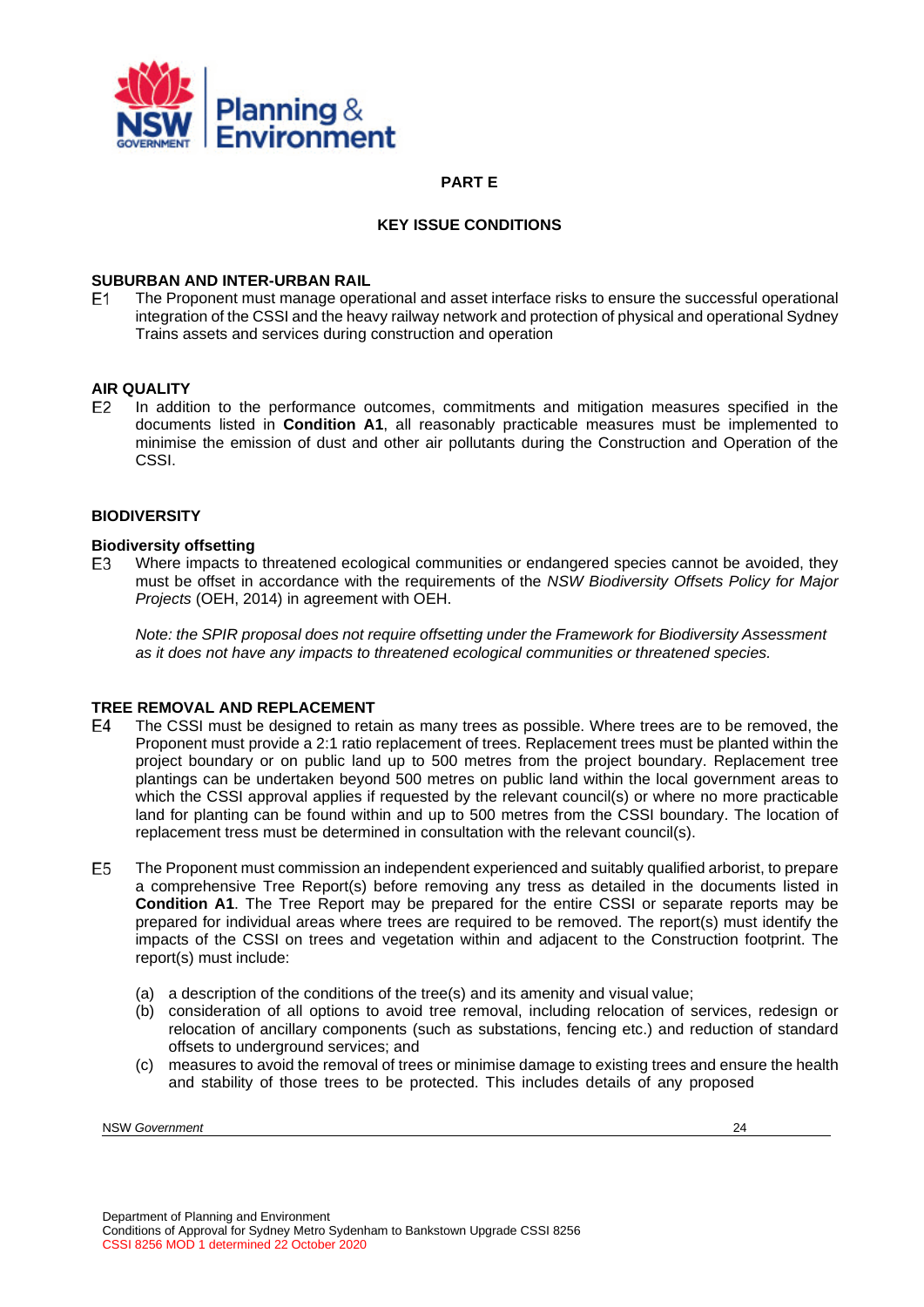## PART E

## KEY ISSUE CONDITIONS

### SUBURBAN AND INTER-URBAN RAIL

E1 The Proponent must manage operational and asset interface risks to ensure the successful operational integration of the CSSI and the heavy railway network and protection of physical and operational Sydney Trains assets and services during construction and operation

### AIR QUALITY

E2 In addition to the performance outcomes, commitments and mitigation measures specified in the documents listed in **Condition A1**, all reasonably practicable measures must be implemented to minimise the emission of dust and other air pollutants during the Construction and Operation of the CSSI.

### BIODIVERSITY

#### Biodiversity offsetting

E3 Where impacts to threatened ecological communities or endangered species cannot be avoided, they must be offset in accordance with the requirements of the *NSW Biodiversity Offsets Policy for Major Projects* (OEH, 2014) in agreement with OEH.

*Note: the SPIR proposal does not require offsetting under the Framework for Biodiversity Assessment as it does not have any impacts to threatened ecological communities or threatened species.*

### TREE REMOVAL AND REPLACEMENT

E4 The CSSI must be designed to retain as many trees as possible. Where trees are to be removed, the Proponent must provide a 2:1 ratio replacement of trees. Replacement trees must be planted within the project boundary or on public land up to 500 metres from the project boundary. Replacement tree plantings can be undertaken beyond 500 metres on public land within the local government areas to which the CSSI approval applies if requested by the relevant council(s) or where no more practicable land for planting can be found within and up to 500 metres from the CSSI boundary. The location of replacement tress must be determined in consultation with the relevant council(s).

E5 The Proponent must commission an independent experienced and suitably qualified arborist, to prepare a comprehensive Tree Report(s) before removing any tress as detailed in the documents listed in **Condition A1**. The Tree Report may be prepared for the entire CSSI or separate reports may be prepared for individual areas where trees are required to be removed. The report(s) must identify the impacts of the CSSI on trees and vegetation within and adjacent to the Construction footprint. The report(s) must include:

(a) a description of the conditions of the tree(s) and its amenity and visual value;
(b) consideration of all options to avoid tree removal, including relocation of services, redesign or relocation of ancillary components (such as substations, fencing etc.) and reduction of standard offsets to underground services; and
(c) measures to avoid the removal of trees or minimise damage to existing trees and ensure the health and stability of those trees to be protected. This includes details of any proposed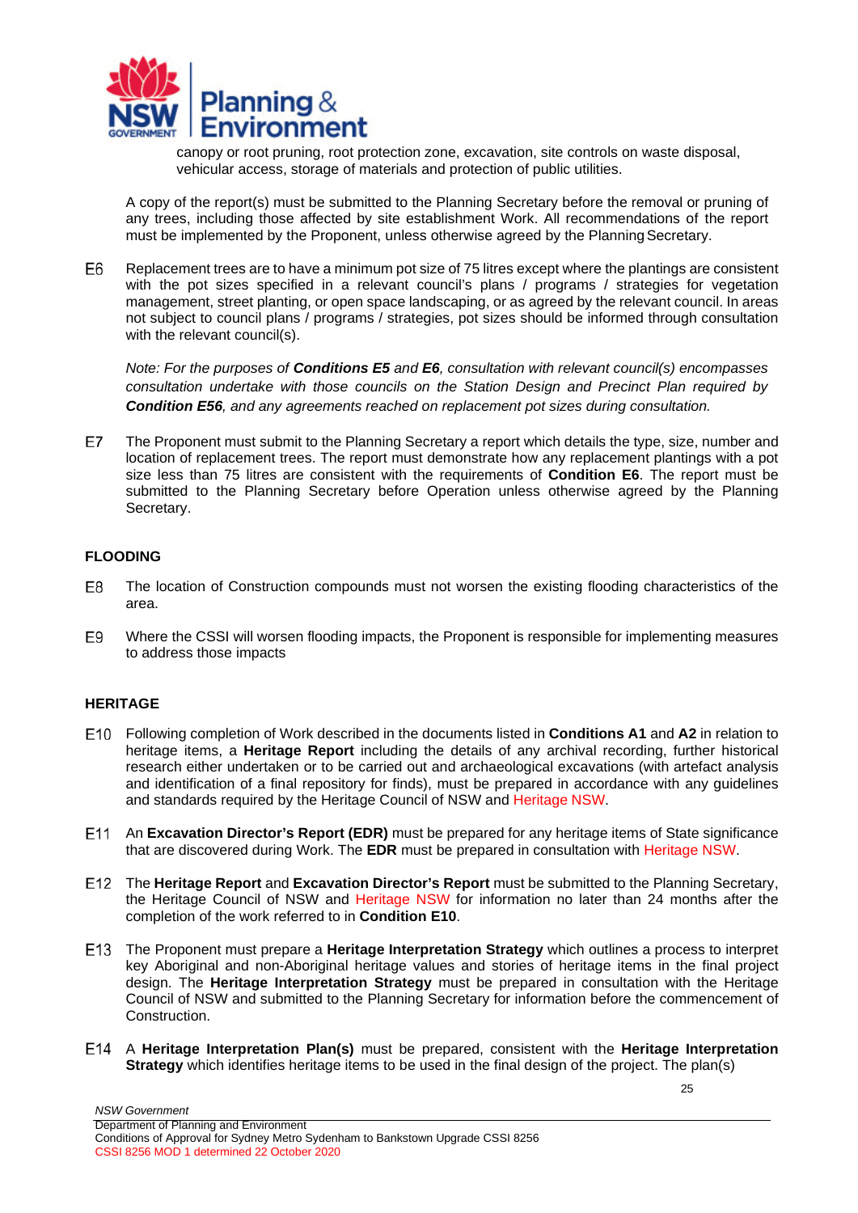canopy or root pruning, root protection zone, excavation, site controls on waste disposal, vehicular access, storage of materials and protection of public utilities.

A copy of the report(s) must be submitted to the Planning Secretary before the removal or pruning of any trees, including those affected by site establishment Work. All recommendations of the report must be implemented by the Proponent, unless otherwise agreed by the Planning Secretary.

E6 Replacement trees are to have a minimum pot size of 75 litres except where the plantings are consistent with the pot sizes specified in a relevant council's plans / programs / strategies for vegetation management, street planting, or open space landscaping, or as agreed by the relevant council. In areas not subject to council plans / programs / strategies, pot sizes should be informed through consultation with the relevant council(s).

*Note: For the purposes of **Conditions E5** and **E6**, consultation with relevant council(s) encompasses consultation undertake with those councils on the Station Design and Precinct Plan required by **Condition E56**, and any agreements reached on replacement pot sizes during consultation.*

E7 The Proponent must submit to the Planning Secretary a report which details the type, size, number and location of replacement trees. The report must demonstrate how any replacement plantings with a pot size less than 75 litres are consistent with the requirements of **Condition E6**. The report must be submitted to the Planning Secretary before Operation unless otherwise agreed by the Planning Secretary.

**FLOODING**

E8 The location of Construction compounds must not worsen the existing flooding characteristics of the area.

E9 Where the CSSI will worsen flooding impacts, the Proponent is responsible for implementing measures to address those impacts

**HERITAGE**

E10 Following completion of Work described in the documents listed in **Conditions A1** and **A2** in relation to heritage items, a **Heritage Report** including the details of any archival recording, further historical research either undertaken or to be carried out and archaeological excavations (with artefact analysis and identification of a final repository for finds), must be prepared in accordance with any guidelines and standards required by the Heritage Council of NSW and Heritage NSW.

E11 An **Excavation Director's Report (EDR)** must be prepared for any heritage items of State significance that are discovered during Work. The **EDR** must be prepared in consultation with Heritage NSW.

E12 The **Heritage Report** and **Excavation Director's Report** must be submitted to the Planning Secretary, the Heritage Council of NSW and Heritage NSW for information no later than 24 months after the completion of the work referred to in **Condition E10**.

E13 The Proponent must prepare a **Heritage Interpretation Strategy** which outlines a process to interpret key Aboriginal and non-Aboriginal heritage values and stories of heritage items in the final project design. The **Heritage Interpretation Strategy** must be prepared in consultation with the Heritage Council of NSW and submitted to the Planning Secretary for information before the commencement of Construction.

E14 A **Heritage Interpretation Plan(s)** must be prepared, consistent with the **Heritage Interpretation Strategy** which identifies heritage items to be used in the final design of the project. The plan(s)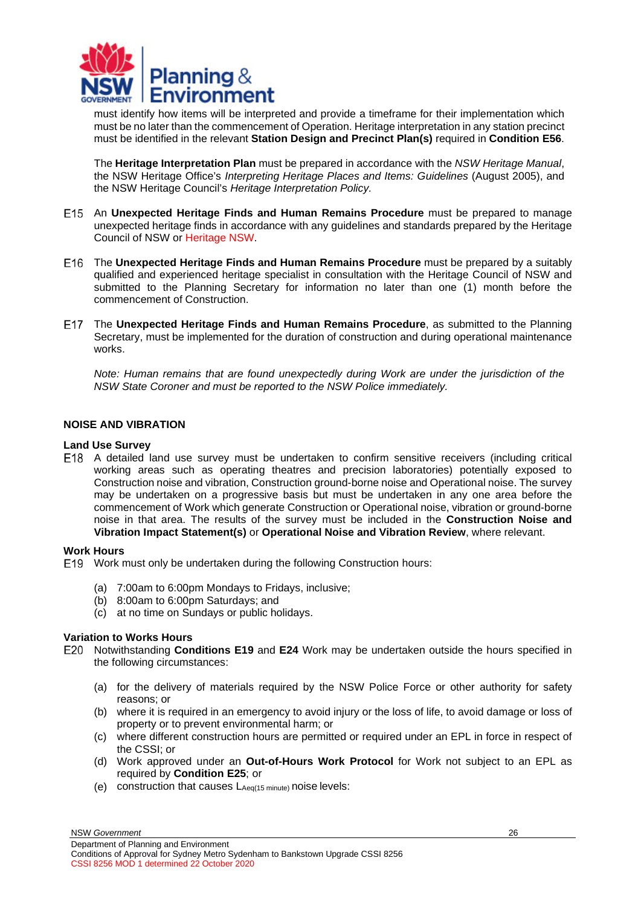must identify how items will be interpreted and provide a timeframe for their implementation which must be no later than the commencement of Operation. Heritage interpretation in any station precinct must be identified in the relevant **Station Design and Precinct Plan(s)** required in **Condition E56**.

The **Heritage Interpretation Plan** must be prepared in accordance with the *NSW Heritage Manual*, the NSW Heritage Office's *Interpreting Heritage Places and Items: Guidelines* (August 2005), and the NSW Heritage Council's *Heritage Interpretation Policy.*

E15 An **Unexpected Heritage Finds and Human Remains Procedure** must be prepared to manage unexpected heritage finds in accordance with any guidelines and standards prepared by the Heritage Council of NSW or Heritage NSW.

E16 The **Unexpected Heritage Finds and Human Remains Procedure** must be prepared by a suitably qualified and experienced heritage specialist in consultation with the Heritage Council of NSW and submitted to the Planning Secretary for information no later than one (1) month before the commencement of Construction.

E17 The **Unexpected Heritage Finds and Human Remains Procedure**, as submitted to the Planning Secretary, must be implemented for the duration of construction and during operational maintenance works.

*Note: Human remains that are found unexpectedly during Work are under the jurisdiction of the NSW State Coroner and must be reported to the NSW Police immediately.*

**NOISE AND VIBRATION**

**Land Use Survey**

E18 A detailed land use survey must be undertaken to confirm sensitive receivers (including critical working areas such as operating theatres and precision laboratories) potentially exposed to Construction noise and vibration, Construction ground-borne noise and Operational noise. The survey may be undertaken on a progressive basis but must be undertaken in any one area before the commencement of Work which generate Construction or Operational noise, vibration or ground-borne noise in that area. The results of the survey must be included in the **Construction Noise and Vibration Impact Statement(s)** or **Operational Noise and Vibration Review**, where relevant.

**Work Hours**

E19 Work must only be undertaken during the following Construction hours:

(a) 7:00am to 6:00pm Mondays to Fridays, inclusive;
(b) 8:00am to 6:00pm Saturdays; and
(c) at no time on Sundays or public holidays.

**Variation to Works Hours**

E20 Notwithstanding **Conditions E19** and **E24** Work may be undertaken outside the hours specified in the following circumstances:

(a) for the delivery of materials required by the NSW Police Force or other authority for safety reasons; or
(b) where it is required in an emergency to avoid injury or the loss of life, to avoid damage or loss of property or to prevent environmental harm; or
(c) where different construction hours are permitted or required under an EPL in force in respect of the CSSI; or
(d) Work approved under an **Out-of-Hours Work Protocol** for Work not subject to an EPL as required by **Condition E25**; or
(e) construction that causes $L_{Aeq(15\ minute)}$ noise levels: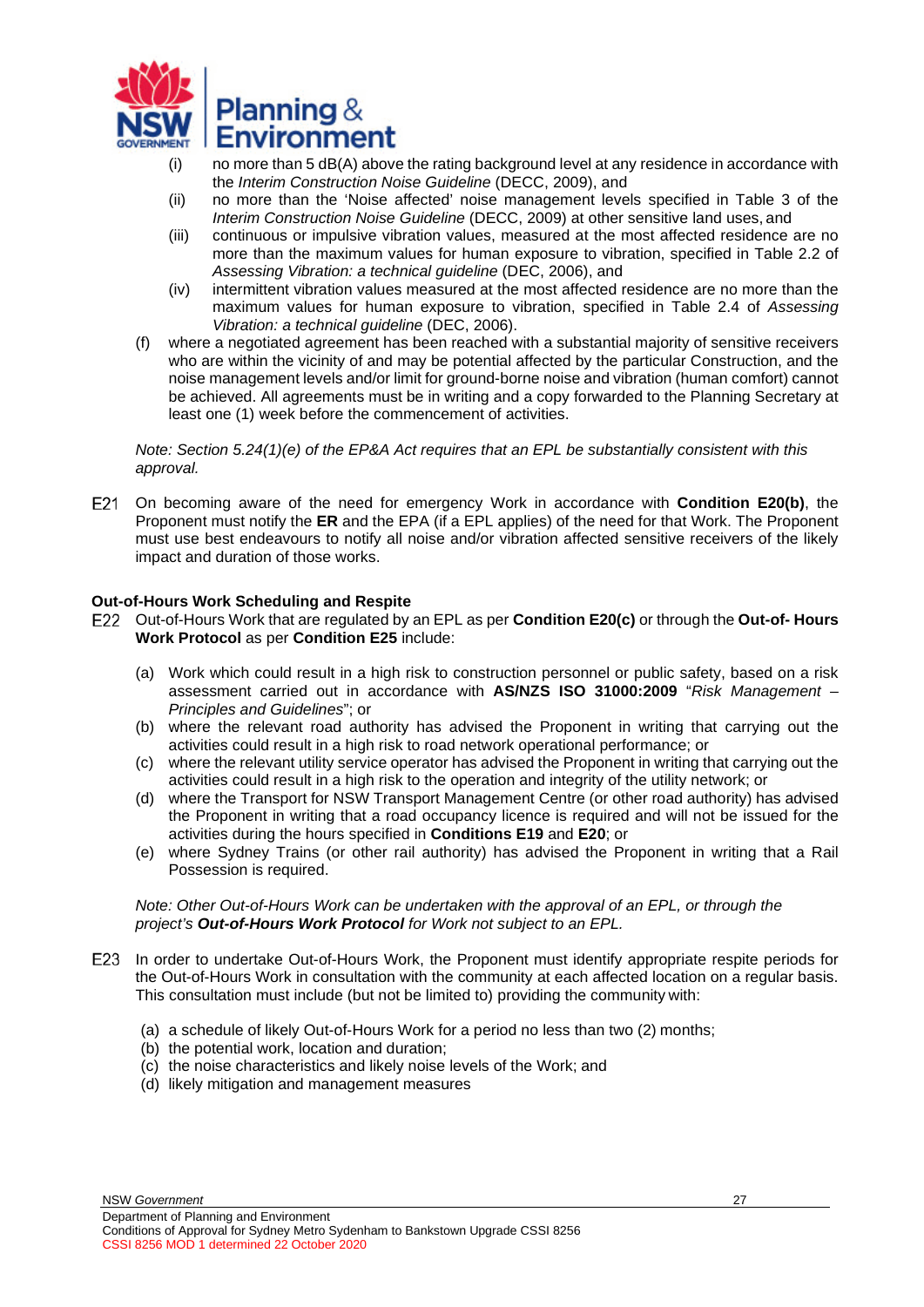(i) no more than 5 dB(A) above the rating background level at any residence in accordance with the *Interim Construction Noise Guideline* (DECC, 2009), and
(ii) no more than the 'Noise affected' noise management levels specified in Table 3 of the *Interim Construction Noise Guideline* (DECC, 2009) at other sensitive land uses, and
(iii) continuous or impulsive vibration values, measured at the most affected residence are no more than the maximum values for human exposure to vibration, specified in Table 2.2 of *Assessing Vibration: a technical guideline* (DEC, 2006), and
(iv) intermittent vibration values measured at the most affected residence are no more than the maximum values for human exposure to vibration, specified in Table 2.4 of *Assessing Vibration: a technical guideline* (DEC, 2006).

(f) where a negotiated agreement has been reached with a substantial majority of sensitive receivers who are within the vicinity of and may be potential affected by the particular Construction, and the noise management levels and/or limit for ground-borne noise and vibration (human comfort) cannot be achieved. All agreements must be in writing and a copy forwarded to the Planning Secretary at least one (1) week before the commencement of activities.

*Note: Section 5.24(1)(e) of the EP&A Act requires that an EPL be substantially consistent with this approval.*

E21 On becoming aware of the need for emergency Work in accordance with **Condition E20(b)**, the Proponent must notify the **ER** and the EPA (if a EPL applies) of the need for that Work. The Proponent must use best endeavours to notify all noise and/or vibration affected sensitive receivers of the likely impact and duration of those works.

**Out-of-Hours Work Scheduling and Respite**

E22 Out-of-Hours Work that are regulated by an EPL as per **Condition E20(c)** or through the **Out-of- Hours Work Protocol** as per **Condition E25** include:

(a) Work which could result in a high risk to construction personnel or public safety, based on a risk assessment carried out in accordance with **AS/NZS ISO 31000:2009** "*Risk Management – Principles and Guidelines*"; or
(b) where the relevant road authority has advised the Proponent in writing that carrying out the activities could result in a high risk to road network operational performance; or
(c) where the relevant utility service operator has advised the Proponent in writing that carrying out the activities could result in a high risk to the operation and integrity of the utility network; or
(d) where the Transport for NSW Transport Management Centre (or other road authority) has advised the Proponent in writing that a road occupancy licence is required and will not be issued for the activities during the hours specified in **Conditions E19** and **E20**; or
(e) where Sydney Trains (or other rail authority) has advised the Proponent in writing that a Rail Possession is required.

*Note: Other Out-of-Hours Work can be undertaken with the approval of an EPL, or through the project's **Out-of-Hours Work Protocol** for Work not subject to an EPL.*

E23 In order to undertake Out-of-Hours Work, the Proponent must identify appropriate respite periods for the Out-of-Hours Work in consultation with the community at each affected location on a regular basis. This consultation must include (but not be limited to) providing the community with:

(a) a schedule of likely Out-of-Hours Work for a period no less than two (2) months;
(b) the potential work, location and duration;
(c) the noise characteristics and likely noise levels of the Work; and
(d) likely mitigation and management measures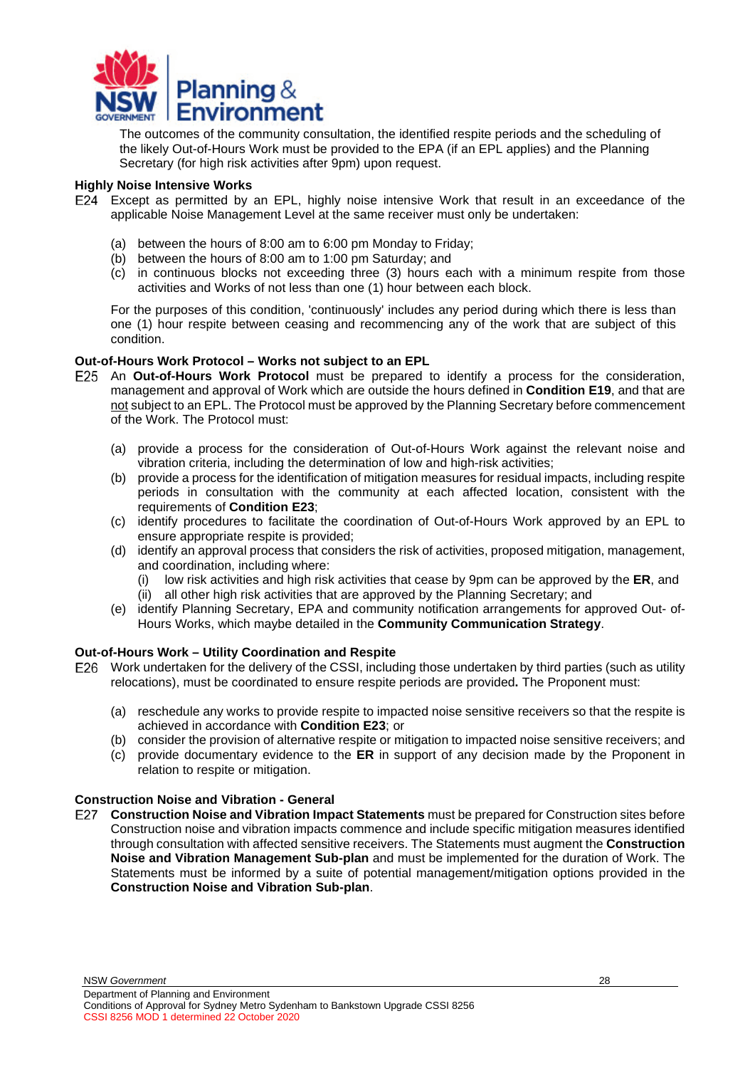The outcomes of the community consultation, the identified respite periods and the scheduling of the likely Out-of-Hours Work must be provided to the EPA (if an EPL applies) and the Planning Secretary (for high risk activities after 9pm) upon request.

**Highly Noise Intensive Works**

E24 Except as permitted by an EPL, highly noise intensive Work that result in an exceedance of the applicable Noise Management Level at the same receiver must only be undertaken:

(a) between the hours of 8:00 am to 6:00 pm Monday to Friday;
(b) between the hours of 8:00 am to 1:00 pm Saturday; and
(c) in continuous blocks not exceeding three (3) hours each with a minimum respite from those activities and Works of not less than one (1) hour between each block.

For the purposes of this condition, 'continuously' includes any period during which there is less than one (1) hour respite between ceasing and recommencing any of the work that are subject of this condition.

**Out-of-Hours Work Protocol – Works not subject to an EPL**

E25 An **Out-of-Hours Work Protocol** must be prepared to identify a process for the consideration, management and approval of Work which are outside the hours defined in **Condition E19**, and that are not subject to an EPL. The Protocol must be approved by the Planning Secretary before commencement of the Work. The Protocol must:

(a) provide a process for the consideration of Out-of-Hours Work against the relevant noise and vibration criteria, including the determination of low and high-risk activities;
(b) provide a process for the identification of mitigation measures for residual impacts, including respite periods in consultation with the community at each affected location, consistent with the requirements of **Condition E23**;
(c) identify procedures to facilitate the coordination of Out-of-Hours Work approved by an EPL to ensure appropriate respite is provided;
(d) identify an approval process that considers the risk of activities, proposed mitigation, management, and coordination, including where:
   (i) low risk activities and high risk activities that cease by 9pm can be approved by the **ER**, and
   (ii) all other high risk activities that are approved by the Planning Secretary; and
(e) identify Planning Secretary, EPA and community notification arrangements for approved Out- of-Hours Works, which maybe detailed in the **Community Communication Strategy**.

**Out-of-Hours Work – Utility Coordination and Respite**

E26 Work undertaken for the delivery of the CSSI, including those undertaken by third parties (such as utility relocations), must be coordinated to ensure respite periods are provided**.** The Proponent must:

(a) reschedule any works to provide respite to impacted noise sensitive receivers so that the respite is achieved in accordance with **Condition E23**; or
(b) consider the provision of alternative respite or mitigation to impacted noise sensitive receivers; and
(c) provide documentary evidence to the **ER** in support of any decision made by the Proponent in relation to respite or mitigation.

**Construction Noise and Vibration - General**

E27 **Construction Noise and Vibration Impact Statements** must be prepared for Construction sites before Construction noise and vibration impacts commence and include specific mitigation measures identified through consultation with affected sensitive receivers. The Statements must augment the **Construction Noise and Vibration Management Sub-plan** and must be implemented for the duration of Work. The Statements must be informed by a suite of potential management/mitigation options provided in the **Construction Noise and Vibration Sub-plan**.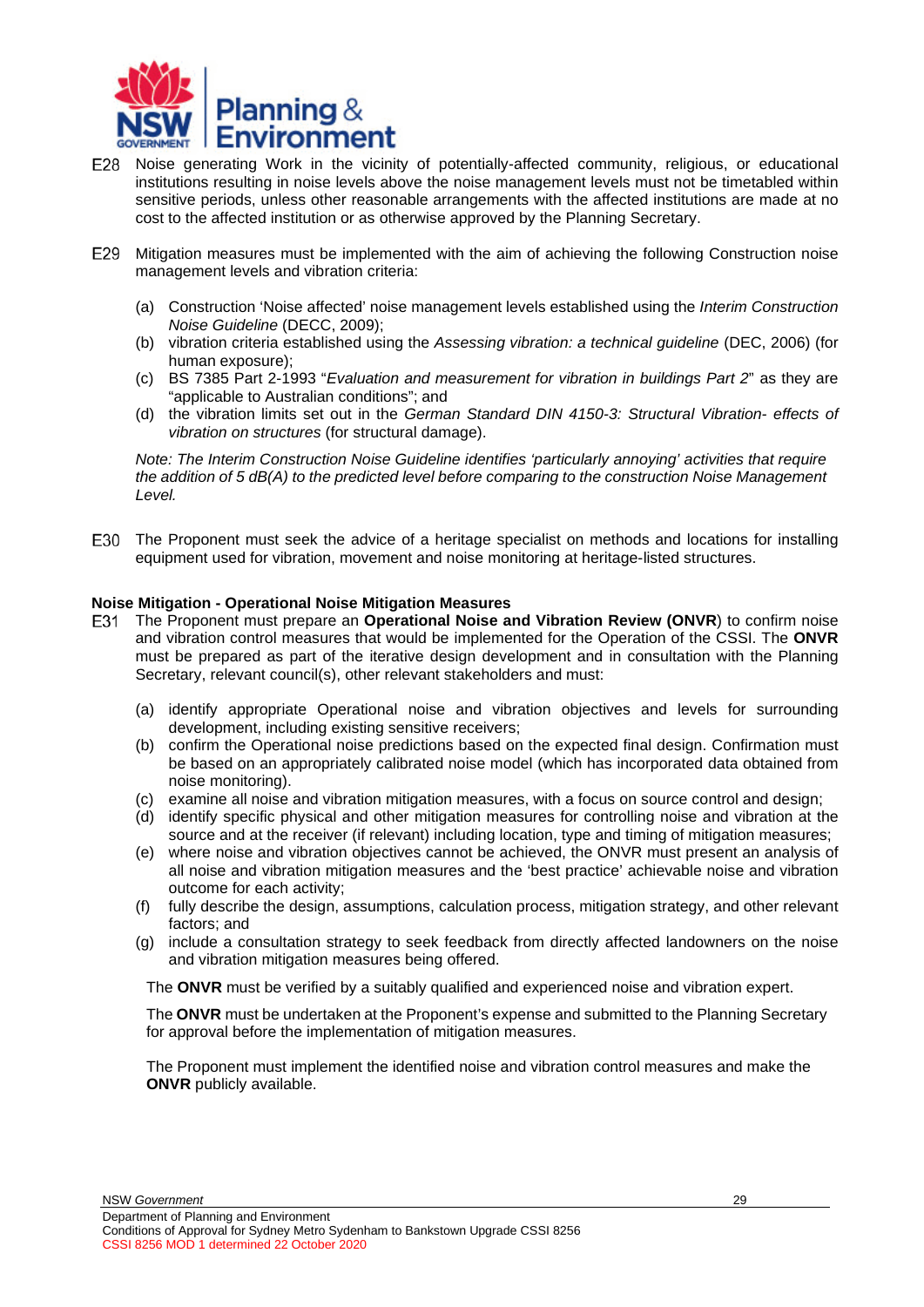E28 Noise generating Work in the vicinity of potentially-affected community, religious, or educational institutions resulting in noise levels above the noise management levels must not be timetabled within sensitive periods, unless other reasonable arrangements with the affected institutions are made at no cost to the affected institution or as otherwise approved by the Planning Secretary.

E29 Mitigation measures must be implemented with the aim of achieving the following Construction noise management levels and vibration criteria:

(a) Construction 'Noise affected' noise management levels established using the *Interim Construction Noise Guideline* (DECC, 2009);
(b) vibration criteria established using the *Assessing vibration: a technical guideline* (DEC, 2006) (for human exposure);
(c) BS 7385 Part 2-1993 "*Evaluation and measurement for vibration in buildings Part 2*" as they are "applicable to Australian conditions"; and
(d) the vibration limits set out in the *German Standard DIN 4150-3: Structural Vibration- effects of vibration on structures* (for structural damage).

*Note: The Interim Construction Noise Guideline identifies 'particularly annoying' activities that require the addition of 5 dB(A) to the predicted level before comparing to the construction Noise Management Level.*

E30 The Proponent must seek the advice of a heritage specialist on methods and locations for installing equipment used for vibration, movement and noise monitoring at heritage-listed structures.

**Noise Mitigation - Operational Noise Mitigation Measures**

E31 The Proponent must prepare an **Operational Noise and Vibration Review (ONVR**) to confirm noise and vibration control measures that would be implemented for the Operation of the CSSI. The **ONVR** must be prepared as part of the iterative design development and in consultation with the Planning Secretary, relevant council(s), other relevant stakeholders and must:

(a) identify appropriate Operational noise and vibration objectives and levels for surrounding development, including existing sensitive receivers;
(b) confirm the Operational noise predictions based on the expected final design. Confirmation must be based on an appropriately calibrated noise model (which has incorporated data obtained from noise monitoring).
(c) examine all noise and vibration mitigation measures, with a focus on source control and design;
(d) identify specific physical and other mitigation measures for controlling noise and vibration at the source and at the receiver (if relevant) including location, type and timing of mitigation measures;
(e) where noise and vibration objectives cannot be achieved, the ONVR must present an analysis of all noise and vibration mitigation measures and the 'best practice' achievable noise and vibration outcome for each activity;
(f) fully describe the design, assumptions, calculation process, mitigation strategy, and other relevant factors; and
(g) include a consultation strategy to seek feedback from directly affected landowners on the noise and vibration mitigation measures being offered.

The **ONVR** must be verified by a suitably qualified and experienced noise and vibration expert.

The **ONVR** must be undertaken at the Proponent's expense and submitted to the Planning Secretary for approval before the implementation of mitigation measures.

The Proponent must implement the identified noise and vibration control measures and make the **ONVR** publicly available.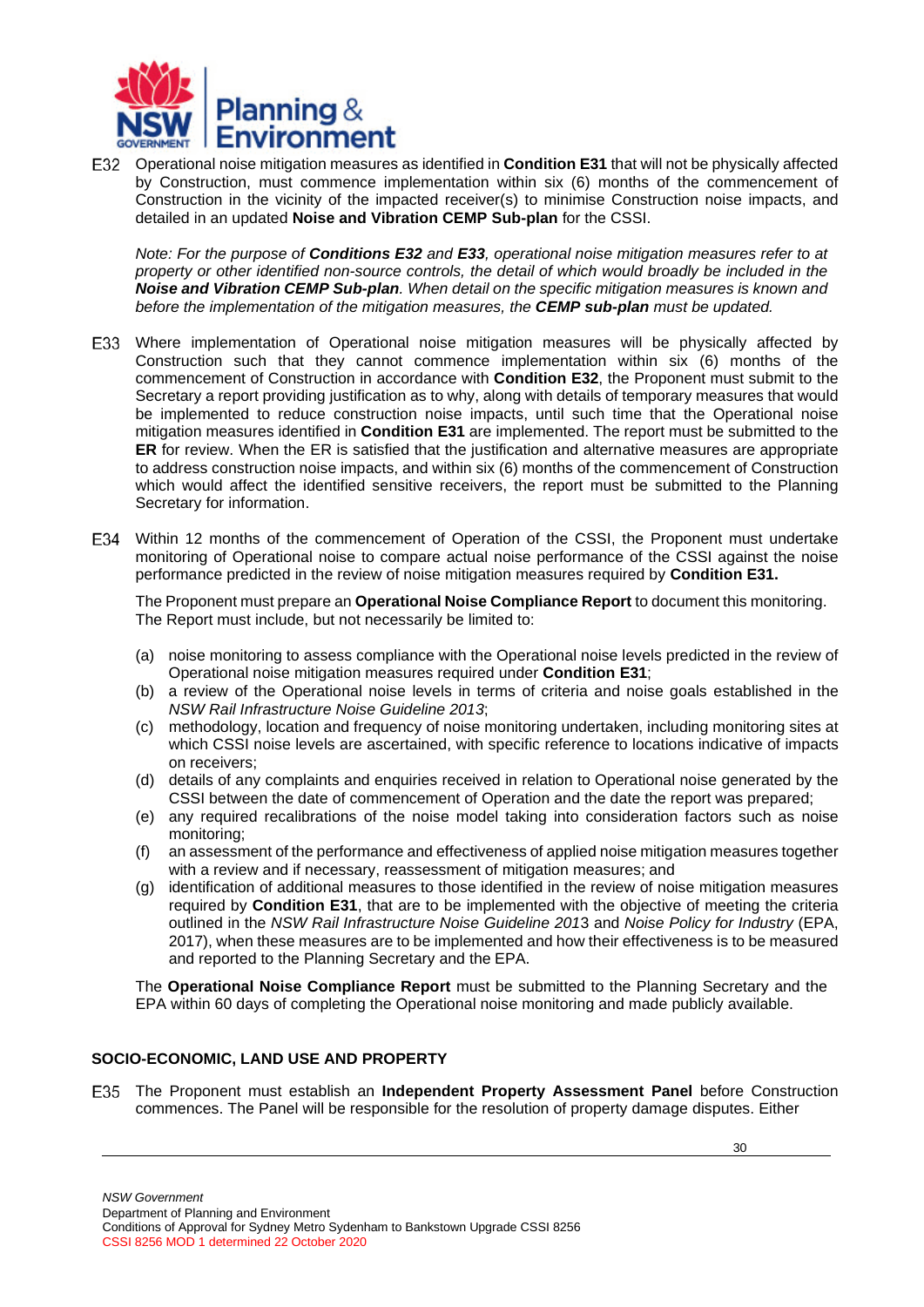E32 Operational noise mitigation measures as identified in **Condition E31** that will not be physically affected by Construction, must commence implementation within six (6) months of the commencement of Construction in the vicinity of the impacted receiver(s) to minimise Construction noise impacts, and detailed in an updated **Noise and Vibration CEMP Sub-plan** for the CSSI.

*Note: For the purpose of **Conditions E32** and **E33**, operational noise mitigation measures refer to at property or other identified non-source controls, the detail of which would broadly be included in the **Noise and Vibration CEMP Sub-plan**. When detail on the specific mitigation measures is known and before the implementation of the mitigation measures, the **CEMP sub-plan** must be updated.*

E33 Where implementation of Operational noise mitigation measures will be physically affected by Construction such that they cannot commence implementation within six (6) months of the commencement of Construction in accordance with **Condition E32**, the Proponent must submit to the Secretary a report providing justification as to why, along with details of temporary measures that would be implemented to reduce construction noise impacts, until such time that the Operational noise mitigation measures identified in **Condition E31** are implemented. The report must be submitted to the **ER** for review. When the ER is satisfied that the justification and alternative measures are appropriate to address construction noise impacts, and within six (6) months of the commencement of Construction which would affect the identified sensitive receivers, the report must be submitted to the Planning Secretary for information.

E34 Within 12 months of the commencement of Operation of the CSSI, the Proponent must undertake monitoring of Operational noise to compare actual noise performance of the CSSI against the noise performance predicted in the review of noise mitigation measures required by **Condition E31.**

The Proponent must prepare an **Operational Noise Compliance Report** to document this monitoring. The Report must include, but not necessarily be limited to:

(a) noise monitoring to assess compliance with the Operational noise levels predicted in the review of Operational noise mitigation measures required under **Condition E31**;

(b) a review of the Operational noise levels in terms of criteria and noise goals established in the *NSW Rail Infrastructure Noise Guideline 2013*;

(c) methodology, location and frequency of noise monitoring undertaken, including monitoring sites at which CSSI noise levels are ascertained, with specific reference to locations indicative of impacts on receivers;

(d) details of any complaints and enquiries received in relation to Operational noise generated by the CSSI between the date of commencement of Operation and the date the report was prepared;

(e) any required recalibrations of the noise model taking into consideration factors such as noise monitoring;

(f) an assessment of the performance and effectiveness of applied noise mitigation measures together with a review and if necessary, reassessment of mitigation measures; and

(g) identification of additional measures to those identified in the review of noise mitigation measures required by **Condition E31**, that are to be implemented with the objective of meeting the criteria outlined in the *NSW Rail Infrastructure Noise Guideline 2013* and *Noise Policy for Industry* (EPA, 2017), when these measures are to be implemented and how their effectiveness is to be measured and reported to the Planning Secretary and the EPA.

The **Operational Noise Compliance Report** must be submitted to the Planning Secretary and the EPA within 60 days of completing the Operational noise monitoring and made publicly available.

## SOCIO-ECONOMIC, LAND USE AND PROPERTY

E35 The Proponent must establish an **Independent Property Assessment Panel** before Construction commences. The Panel will be responsible for the resolution of property damage disputes. Either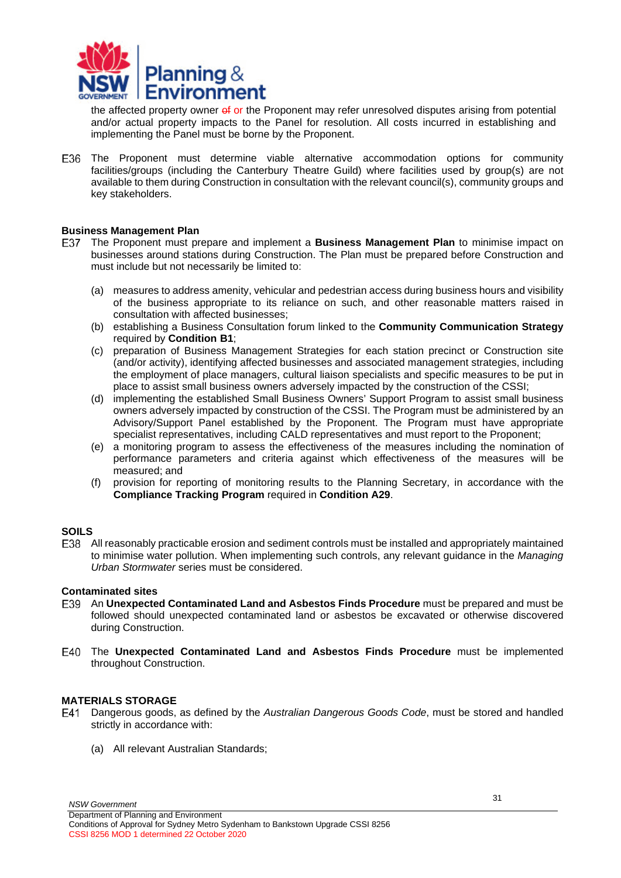the affected property owner ~~of~~ or the Proponent may refer unresolved disputes arising from potential and/or actual property impacts to the Panel for resolution. All costs incurred in establishing and implementing the Panel must be borne by the Proponent.

E36 The Proponent must determine viable alternative accommodation options for community facilities/groups (including the Canterbury Theatre Guild) where facilities used by group(s) are not available to them during Construction in consultation with the relevant council(s), community groups and key stakeholders.

**Business Management Plan**

E37 The Proponent must prepare and implement a **Business Management Plan** to minimise impact on businesses around stations during Construction. The Plan must be prepared before Construction and must include but not necessarily be limited to:

(a) measures to address amenity, vehicular and pedestrian access during business hours and visibility of the business appropriate to its reliance on such, and other reasonable matters raised in consultation with affected businesses;

(b) establishing a Business Consultation forum linked to the **Community Communication Strategy** required by **Condition B1**;

(c) preparation of Business Management Strategies for each station precinct or Construction site (and/or activity), identifying affected businesses and associated management strategies, including the employment of place managers, cultural liaison specialists and specific measures to be put in place to assist small business owners adversely impacted by the construction of the CSSI;

(d) implementing the established Small Business Owners' Support Program to assist small business owners adversely impacted by construction of the CSSI. The Program must be administered by an Advisory/Support Panel established by the Proponent. The Program must have appropriate specialist representatives, including CALD representatives and must report to the Proponent;

(e) a monitoring program to assess the effectiveness of the measures including the nomination of performance parameters and criteria against which effectiveness of the measures will be measured; and

(f) provision for reporting of monitoring results to the Planning Secretary, in accordance with the **Compliance Tracking Program** required in **Condition A29**.

**SOILS**

E38 All reasonably practicable erosion and sediment controls must be installed and appropriately maintained to minimise water pollution. When implementing such controls, any relevant guidance in the *Managing Urban Stormwater* series must be considered.

**Contaminated sites**

E39 An **Unexpected Contaminated Land and Asbestos Finds Procedure** must be prepared and must be followed should unexpected contaminated land or asbestos be excavated or otherwise discovered during Construction.

E40 The **Unexpected Contaminated Land and Asbestos Finds Procedure** must be implemented throughout Construction.

**MATERIALS STORAGE**

E41 Dangerous goods, as defined by the *Australian Dangerous Goods Code*, must be stored and handled strictly in accordance with:

(a) All relevant Australian Standards;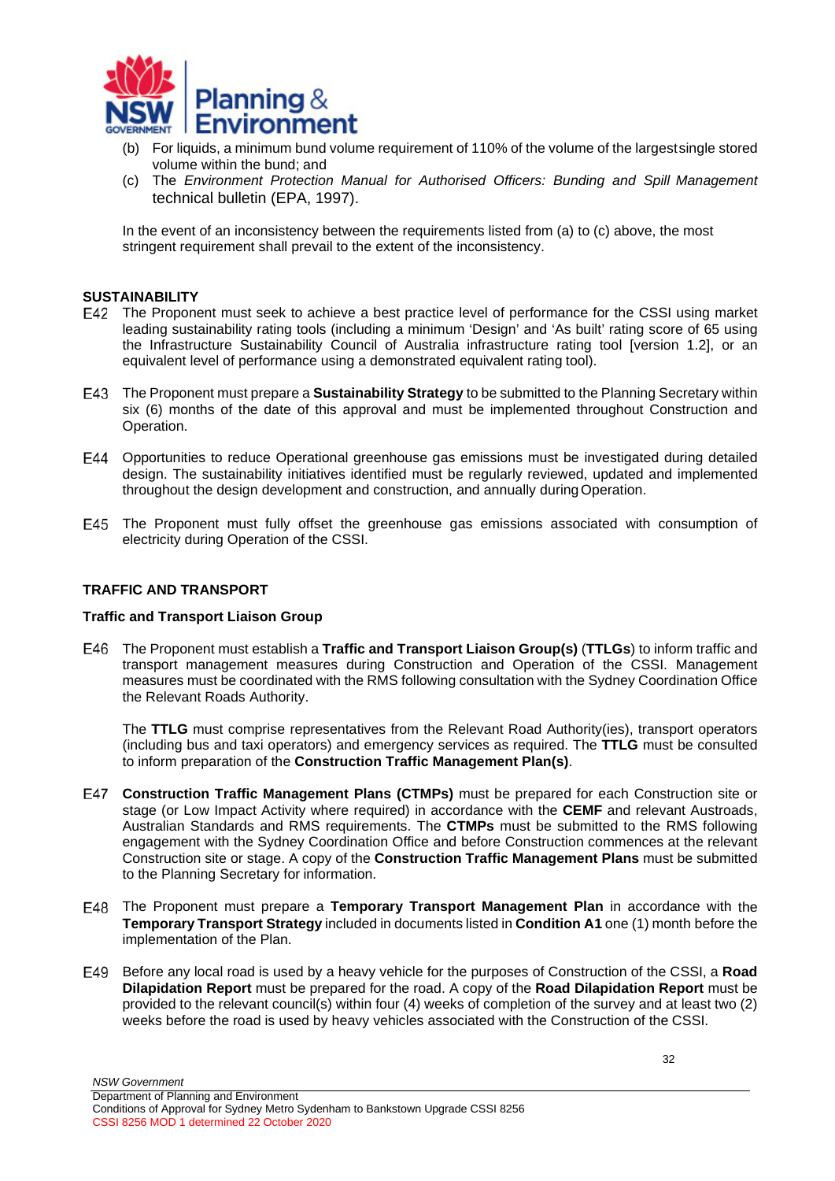(b) For liquids, a minimum bund volume requirement of 110% of the volume of the largest single stored volume within the bund; and

(c) The *Environment Protection Manual for Authorised Officers: Bunding and Spill Management* technical bulletin (EPA, 1997).

In the event of an inconsistency between the requirements listed from (a) to (c) above, the most stringent requirement shall prevail to the extent of the inconsistency.

**SUSTAINABILITY**

E42 The Proponent must seek to achieve a best practice level of performance for the CSSI using market leading sustainability rating tools (including a minimum 'Design' and 'As built' rating score of 65 using the Infrastructure Sustainability Council of Australia infrastructure rating tool [version 1.2], or an equivalent level of performance using a demonstrated equivalent rating tool).

E43 The Proponent must prepare a **Sustainability Strategy** to be submitted to the Planning Secretary within six (6) months of the date of this approval and must be implemented throughout Construction and Operation.

E44 Opportunities to reduce Operational greenhouse gas emissions must be investigated during detailed design. The sustainability initiatives identified must be regularly reviewed, updated and implemented throughout the design development and construction, and annually during Operation.

E45 The Proponent must fully offset the greenhouse gas emissions associated with consumption of electricity during Operation of the CSSI.

**TRAFFIC AND TRANSPORT**

**Traffic and Transport Liaison Group**

E46 The Proponent must establish a **Traffic and Transport Liaison Group(s)** (**TTLGs**) to inform traffic and transport management measures during Construction and Operation of the CSSI. Management measures must be coordinated with the RMS following consultation with the Sydney Coordination Office the Relevant Roads Authority.

The **TTLG** must comprise representatives from the Relevant Road Authority(ies), transport operators (including bus and taxi operators) and emergency services as required. The **TTLG** must be consulted to inform preparation of the **Construction Traffic Management Plan(s)**.

E47 **Construction Traffic Management Plans (CTMPs)** must be prepared for each Construction site or stage (or Low Impact Activity where required) in accordance with the **CEMF** and relevant Austroads, Australian Standards and RMS requirements. The **CTMPs** must be submitted to the RMS following engagement with the Sydney Coordination Office and before Construction commences at the relevant Construction site or stage. A copy of the **Construction Traffic Management Plans** must be submitted to the Planning Secretary for information.

E48 The Proponent must prepare a **Temporary Transport Management Plan** in accordance with the **Temporary Transport Strategy** included in documents listed in **Condition A1** one (1) month before the implementation of the Plan.

E49 Before any local road is used by a heavy vehicle for the purposes of Construction of the CSSI, a **Road Dilapidation Report** must be prepared for the road. A copy of the **Road Dilapidation Report** must be provided to the relevant council(s) within four (4) weeks of completion of the survey and at least two (2) weeks before the road is used by heavy vehicles associated with the Construction of the CSSI.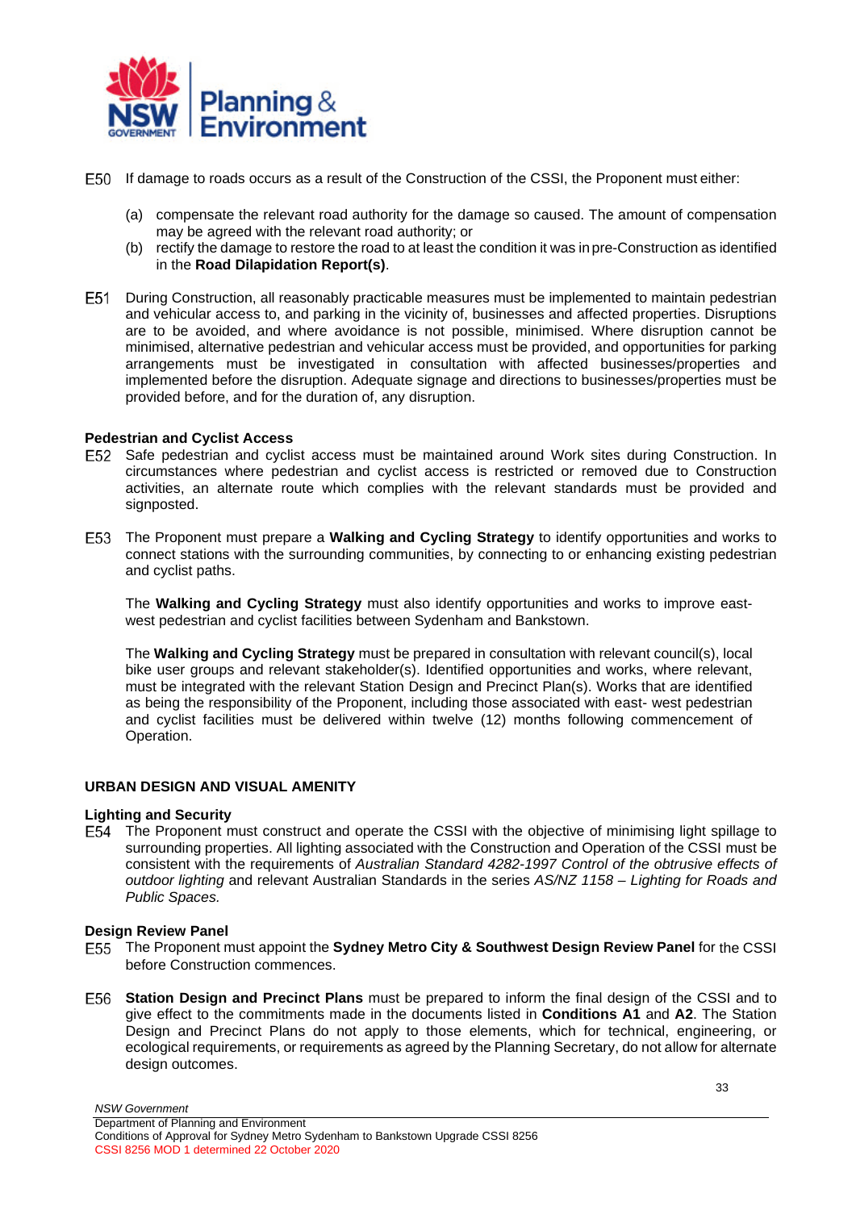E50 If damage to roads occurs as a result of the Construction of the CSSI, the Proponent must either:

(a) compensate the relevant road authority for the damage so caused. The amount of compensation may be agreed with the relevant road authority; or
(b) rectify the damage to restore the road to at least the condition it was in pre-Construction as identified in the **Road Dilapidation Report(s)**.

E51 During Construction, all reasonably practicable measures must be implemented to maintain pedestrian and vehicular access to, and parking in the vicinity of, businesses and affected properties. Disruptions are to be avoided, and where avoidance is not possible, minimised. Where disruption cannot be minimised, alternative pedestrian and vehicular access must be provided, and opportunities for parking arrangements must be investigated in consultation with affected businesses/properties and implemented before the disruption. Adequate signage and directions to businesses/properties must be provided before, and for the duration of, any disruption.

**Pedestrian and Cyclist Access**

E52 Safe pedestrian and cyclist access must be maintained around Work sites during Construction. In circumstances where pedestrian and cyclist access is restricted or removed due to Construction activities, an alternate route which complies with the relevant standards must be provided and signposted.

E53 The Proponent must prepare a **Walking and Cycling Strategy** to identify opportunities and works to connect stations with the surrounding communities, by connecting to or enhancing existing pedestrian and cyclist paths.

The **Walking and Cycling Strategy** must also identify opportunities and works to improve east-west pedestrian and cyclist facilities between Sydenham and Bankstown.

The **Walking and Cycling Strategy** must be prepared in consultation with relevant council(s), local bike user groups and relevant stakeholder(s). Identified opportunities and works, where relevant, must be integrated with the relevant Station Design and Precinct Plan(s). Works that are identified as being the responsibility of the Proponent, including those associated with east- west pedestrian and cyclist facilities must be delivered within twelve (12) months following commencement of Operation.

## URBAN DESIGN AND VISUAL AMENITY

**Lighting and Security**

E54 The Proponent must construct and operate the CSSI with the objective of minimising light spillage to surrounding properties. All lighting associated with the Construction and Operation of the CSSI must be consistent with the requirements of *Australian Standard 4282-1997 Control of the obtrusive effects of outdoor lighting* and relevant Australian Standards in the series *AS/NZ 1158 – Lighting for Roads and Public Spaces.*

**Design Review Panel**

E55 The Proponent must appoint the **Sydney Metro City & Southwest Design Review Panel** for the CSSI before Construction commences.

E56 **Station Design and Precinct Plans** must be prepared to inform the final design of the CSSI and to give effect to the commitments made in the documents listed in **Conditions A1** and **A2**. The Station Design and Precinct Plans do not apply to those elements, which for technical, engineering, or ecological requirements, or requirements as agreed by the Planning Secretary, do not allow for alternate design outcomes.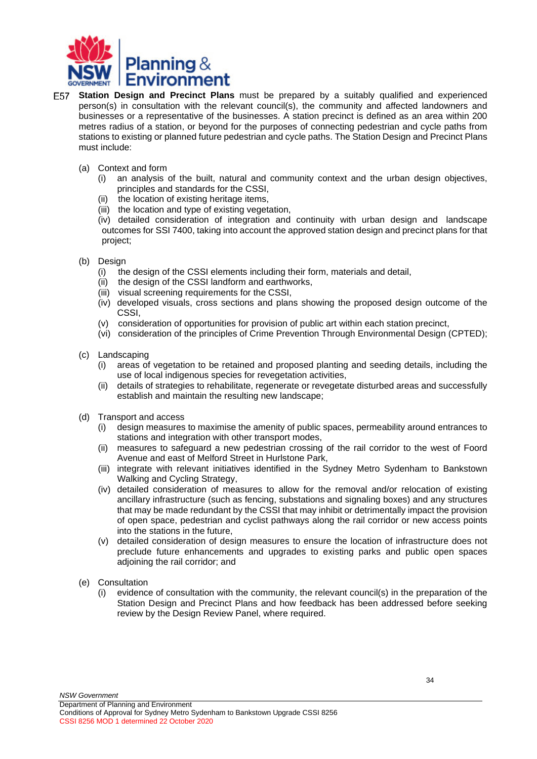E57 **Station Design and Precinct Plans** must be prepared by a suitably qualified and experienced person(s) in consultation with the relevant council(s), the community and affected landowners and businesses or a representative of the businesses. A station precinct is defined as an area within 200 metres radius of a station, or beyond for the purposes of connecting pedestrian and cycle paths from stations to existing or planned future pedestrian and cycle paths. The Station Design and Precinct Plans must include:

(a) Context and form
   (i) an analysis of the built, natural and community context and the urban design objectives, principles and standards for the CSSI,
   (ii) the location of existing heritage items,
   (iii) the location and type of existing vegetation,
   (iv) detailed consideration of integration and continuity with urban design and landscape outcomes for SSI 7400, taking into account the approved station design and precinct plans for that project;

(b) Design
   (i) the design of the CSSI elements including their form, materials and detail,
   (ii) the design of the CSSI landform and earthworks,
   (iii) visual screening requirements for the CSSI,
   (iv) developed visuals, cross sections and plans showing the proposed design outcome of the CSSI,
   (v) consideration of opportunities for provision of public art within each station precinct,
   (vi) consideration of the principles of Crime Prevention Through Environmental Design (CPTED);

(c) Landscaping
   (i) areas of vegetation to be retained and proposed planting and seeding details, including the use of local indigenous species for revegetation activities,
   (ii) details of strategies to rehabilitate, regenerate or revegetate disturbed areas and successfully establish and maintain the resulting new landscape;

(d) Transport and access
   (i) design measures to maximise the amenity of public spaces, permeability around entrances to stations and integration with other transport modes,
   (ii) measures to safeguard a new pedestrian crossing of the rail corridor to the west of Foord Avenue and east of Melford Street in Hurlstone Park,
   (iii) integrate with relevant initiatives identified in the Sydney Metro Sydenham to Bankstown Walking and Cycling Strategy,
   (iv) detailed consideration of measures to allow for the removal and/or relocation of existing ancillary infrastructure (such as fencing, substations and signaling boxes) and any structures that may be made redundant by the CSSI that may inhibit or detrimentally impact the provision of open space, pedestrian and cyclist pathways along the rail corridor or new access points into the stations in the future,
   (v) detailed consideration of design measures to ensure the location of infrastructure does not preclude future enhancements and upgrades to existing parks and public open spaces adjoining the rail corridor; and

(e) Consultation
   (i) evidence of consultation with the community, the relevant council(s) in the preparation of the Station Design and Precinct Plans and how feedback has been addressed before seeking review by the Design Review Panel, where required.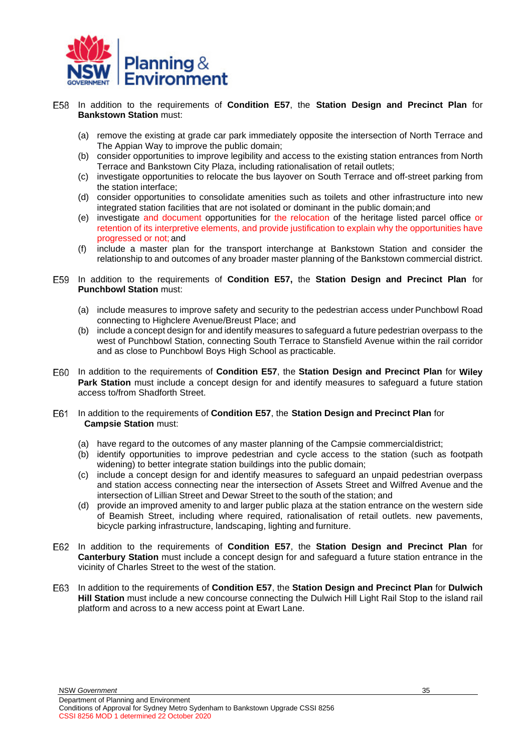E58 In addition to the requirements of **Condition E57**, the **Station Design and Precinct Plan** for **Bankstown Station** must:

(a) remove the existing at grade car park immediately opposite the intersection of North Terrace and The Appian Way to improve the public domain;
(b) consider opportunities to improve legibility and access to the existing station entrances from North Terrace and Bankstown City Plaza, including rationalisation of retail outlets;
(c) investigate opportunities to relocate the bus layover on South Terrace and off-street parking from the station interface;
(d) consider opportunities to consolidate amenities such as toilets and other infrastructure into new integrated station facilities that are not isolated or dominant in the public domain; and
(e) investigate and document opportunities for the relocation of the heritage listed parcel office or retention of its interpretive elements, and provide justification to explain why the opportunities have progressed or not; and
(f) include a master plan for the transport interchange at Bankstown Station and consider the relationship to and outcomes of any broader master planning of the Bankstown commercial district.

E59 In addition to the requirements of **Condition E57,** the **Station Design and Precinct Plan** for **Punchbowl Station** must:

(a) include measures to improve safety and security to the pedestrian access under Punchbowl Road connecting to Highclere Avenue/Breust Place; and
(b) include a concept design for and identify measures to safeguard a future pedestrian overpass to the west of Punchbowl Station, connecting South Terrace to Stansfield Avenue within the rail corridor and as close to Punchbowl Boys High School as practicable.

E60 In addition to the requirements of **Condition E57**, the **Station Design and Precinct Plan** for **Wiley Park Station** must include a concept design for and identify measures to safeguard a future station access to/from Shadforth Street.

E61 In addition to the requirements of **Condition E57**, the **Station Design and Precinct Plan** for **Campsie Station** must:

(a) have regard to the outcomes of any master planning of the Campsie commercial district;
(b) identify opportunities to improve pedestrian and cycle access to the station (such as footpath widening) to better integrate station buildings into the public domain;
(c) include a concept design for and identify measures to safeguard an unpaid pedestrian overpass and station access connecting near the intersection of Assets Street and Wilfred Avenue and the intersection of Lillian Street and Dewar Street to the south of the station; and
(d) provide an improved amenity to and larger public plaza at the station entrance on the western side of Beamish Street, including where required, rationalisation of retail outlets. new pavements, bicycle parking infrastructure, landscaping, lighting and furniture.

E62 In addition to the requirements of **Condition E57**, the **Station Design and Precinct Plan** for **Canterbury Station** must include a concept design for and safeguard a future station entrance in the vicinity of Charles Street to the west of the station.

E63 In addition to the requirements of **Condition E57**, the **Station Design and Precinct Plan** for **Dulwich Hill Station** must include a new concourse connecting the Dulwich Hill Light Rail Stop to the island rail platform and across to a new access point at Ewart Lane.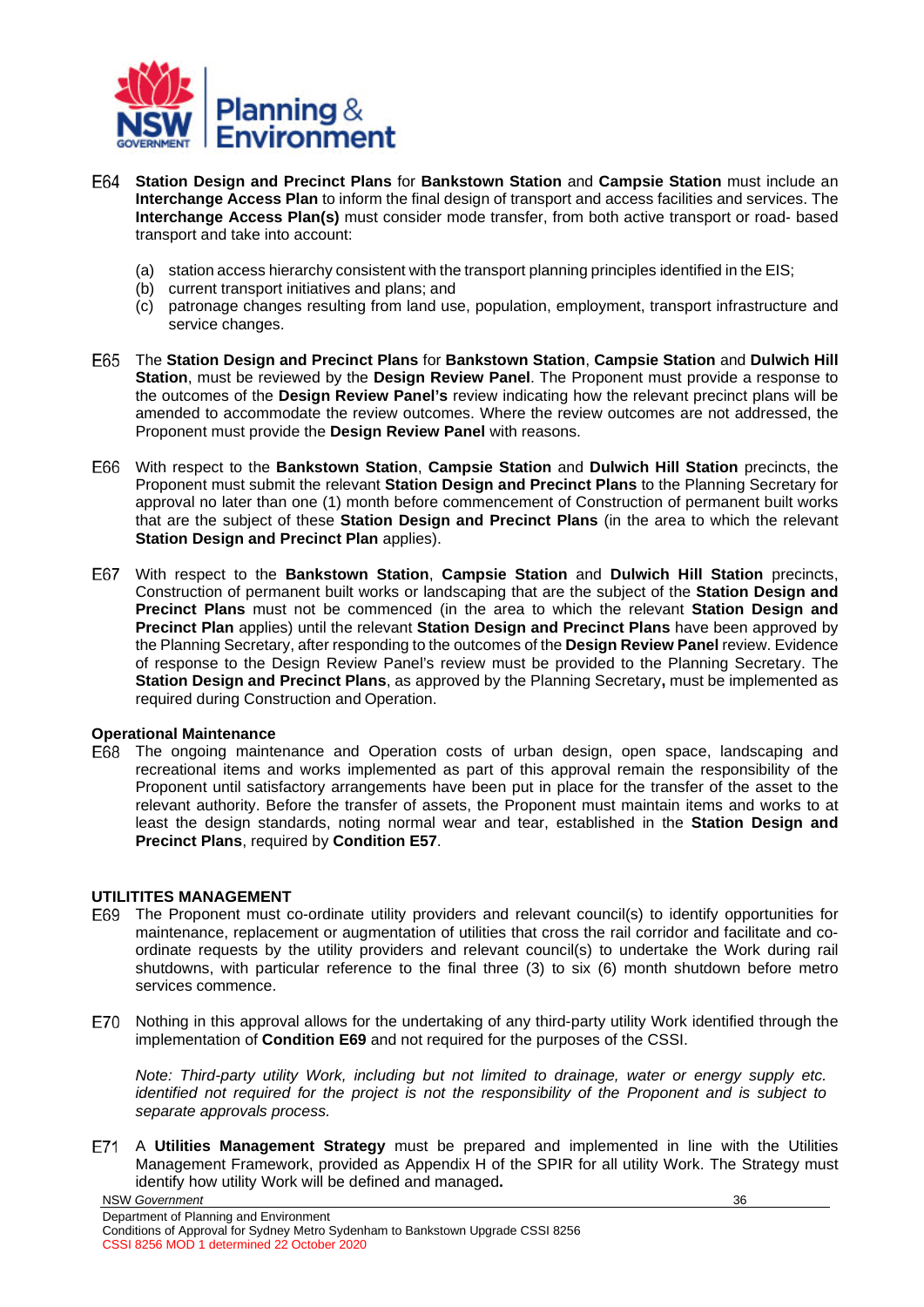E64 **Station Design and Precinct Plans** for **Bankstown Station** and **Campsie Station** must include an **Interchange Access Plan** to inform the final design of transport and access facilities and services. The **Interchange Access Plan(s)** must consider mode transfer, from both active transport or road- based transport and take into account:

(a) station access hierarchy consistent with the transport planning principles identified in the EIS;
(b) current transport initiatives and plans; and
(c) patronage changes resulting from land use, population, employment, transport infrastructure and service changes.

E65 The **Station Design and Precinct Plans** for **Bankstown Station**, **Campsie Station** and **Dulwich Hill Station**, must be reviewed by the **Design Review Panel**. The Proponent must provide a response to the outcomes of the **Design Review Panel's** review indicating how the relevant precinct plans will be amended to accommodate the review outcomes. Where the review outcomes are not addressed, the Proponent must provide the **Design Review Panel** with reasons.

E66 With respect to the **Bankstown Station**, **Campsie Station** and **Dulwich Hill Station** precincts, the Proponent must submit the relevant **Station Design and Precinct Plans** to the Planning Secretary for approval no later than one (1) month before commencement of Construction of permanent built works that are the subject of these **Station Design and Precinct Plans** (in the area to which the relevant **Station Design and Precinct Plan** applies).

E67 With respect to the **Bankstown Station**, **Campsie Station** and **Dulwich Hill Station** precincts, Construction of permanent built works or landscaping that are the subject of the **Station Design and Precinct Plans** must not be commenced (in the area to which the relevant **Station Design and Precinct Plan** applies) until the relevant **Station Design and Precinct Plans** have been approved by the Planning Secretary, after responding to the outcomes of the **Design Review Panel** review. Evidence of response to the Design Review Panel's review must be provided to the Planning Secretary. The **Station Design and Precinct Plans**, as approved by the Planning Secretary**,** must be implemented as required during Construction and Operation.

**Operational Maintenance**

E68 The ongoing maintenance and Operation costs of urban design, open space, landscaping and recreational items and works implemented as part of this approval remain the responsibility of the Proponent until satisfactory arrangements have been put in place for the transfer of the asset to the relevant authority. Before the transfer of assets, the Proponent must maintain items and works to at least the design standards, noting normal wear and tear, established in the **Station Design and Precinct Plans**, required by **Condition E57**.

**UTILITITES MANAGEMENT**

E69 The Proponent must co-ordinate utility providers and relevant council(s) to identify opportunities for maintenance, replacement or augmentation of utilities that cross the rail corridor and facilitate and co-ordinate requests by the utility providers and relevant council(s) to undertake the Work during rail shutdowns, with particular reference to the final three (3) to six (6) month shutdown before metro services commence.

E70 Nothing in this approval allows for the undertaking of any third-party utility Work identified through the implementation of **Condition E69** and not required for the purposes of the CSSI.

*Note: Third-party utility Work, including but not limited to drainage, water or energy supply etc. identified not required for the project is not the responsibility of the Proponent and is subject to separate approvals process.*

E71 A **Utilities Management Strategy** must be prepared and implemented in line with the Utilities Management Framework, provided as Appendix H of the SPIR for all utility Work. The Strategy must identify how utility Work will be defined and managed**.**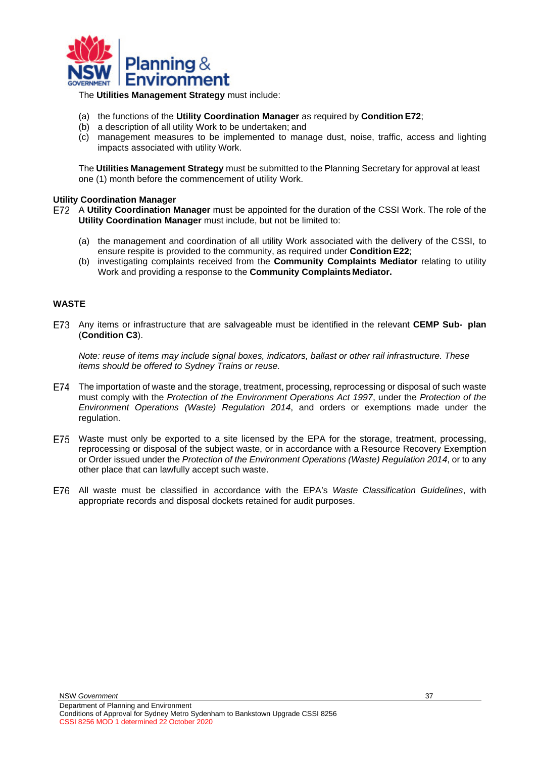The **Utilities Management Strategy** must include:

(a) the functions of the **Utility Coordination Manager** as required by **Condition E72**;
(b) a description of all utility Work to be undertaken; and
(c) management measures to be implemented to manage dust, noise, traffic, access and lighting impacts associated with utility Work.

The **Utilities Management Strategy** must be submitted to the Planning Secretary for approval at least one (1) month before the commencement of utility Work.

**Utility Coordination Manager**

E72 A **Utility Coordination Manager** must be appointed for the duration of the CSSI Work. The role of the **Utility Coordination Manager** must include, but not be limited to:

(a) the management and coordination of all utility Work associated with the delivery of the CSSI, to ensure respite is provided to the community, as required under **Condition E22**;
(b) investigating complaints received from the **Community Complaints Mediator** relating to utility Work and providing a response to the **Community Complaints Mediator.**

**WASTE**

E73 Any items or infrastructure that are salvageable must be identified in the relevant **CEMP Sub- plan** (**Condition C3**).

*Note: reuse of items may include signal boxes, indicators, ballast or other rail infrastructure. These items should be offered to Sydney Trains or reuse.*

E74 The importation of waste and the storage, treatment, processing, reprocessing or disposal of such waste must comply with the *Protection of the Environment Operations Act 1997*, under the *Protection of the Environment Operations (Waste) Regulation 2014*, and orders or exemptions made under the regulation.

E75 Waste must only be exported to a site licensed by the EPA for the storage, treatment, processing, reprocessing or disposal of the subject waste, or in accordance with a Resource Recovery Exemption or Order issued under the *Protection of the Environment Operations (Waste) Regulation 2014*, or to any other place that can lawfully accept such waste.

E76 All waste must be classified in accordance with the EPA's *Waste Classification Guidelines*, with appropriate records and disposal dockets retained for audit purposes.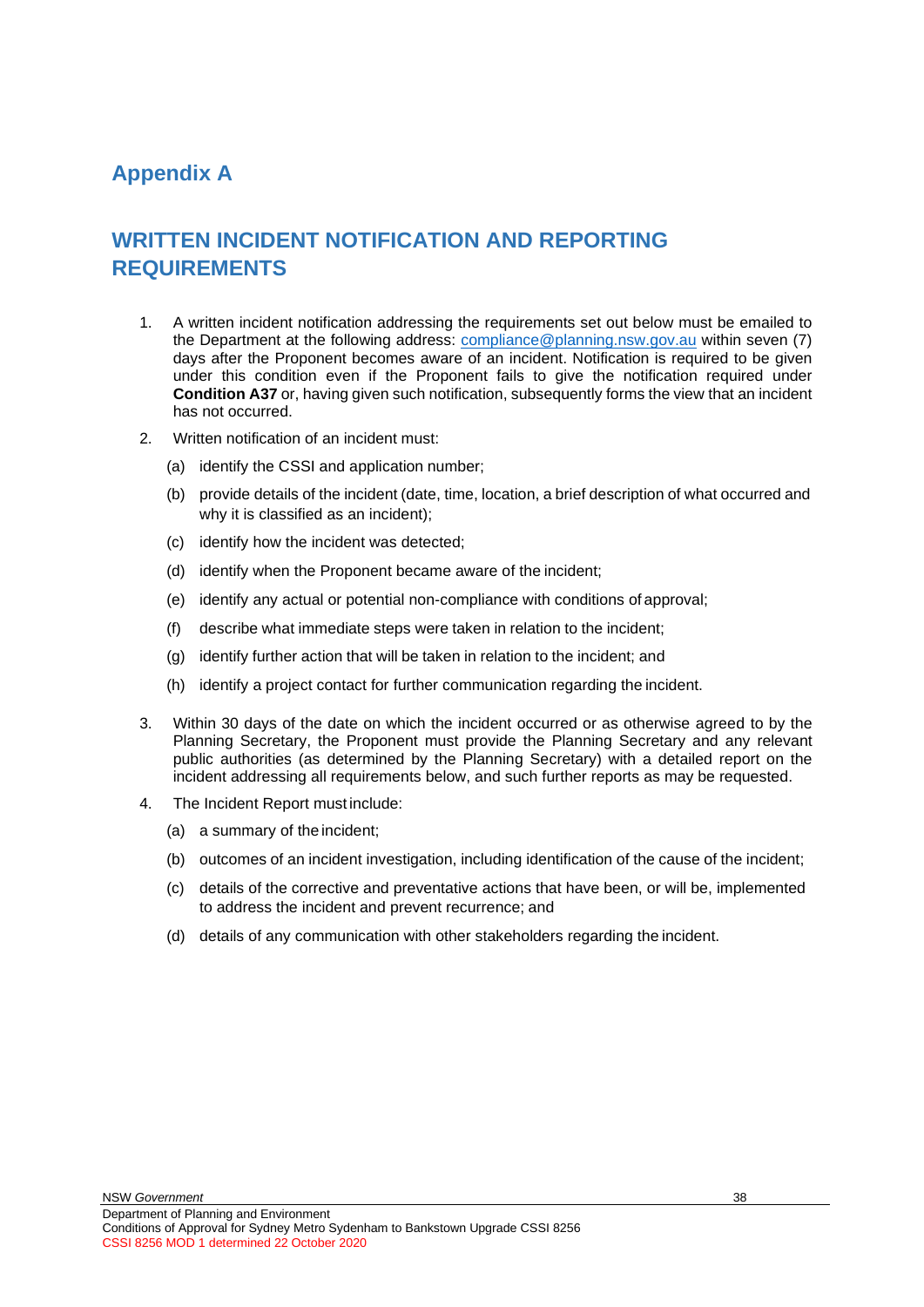# Appendix A

## WRITTEN INCIDENT NOTIFICATION AND REPORTING REQUIREMENTS

1. A written incident notification addressing the requirements set out below must be emailed to the Department at the following address: compliance@planning.nsw.gov.au within seven (7) days after the Proponent becomes aware of an incident. Notification is required to be given under this condition even if the Proponent fails to give the notification required under **Condition A37** or, having given such notification, subsequently forms the view that an incident has not occurred.
2. Written notification of an incident must:
   (a) identify the CSSI and application number;
   (b) provide details of the incident (date, time, location, a brief description of what occurred and why it is classified as an incident);
   (c) identify how the incident was detected;
   (d) identify when the Proponent became aware of the incident;
   (e) identify any actual or potential non-compliance with conditions of approval;
   (f) describe what immediate steps were taken in relation to the incident;
   (g) identify further action that will be taken in relation to the incident; and
   (h) identify a project contact for further communication regarding the incident.
3. Within 30 days of the date on which the incident occurred or as otherwise agreed to by the Planning Secretary, the Proponent must provide the Planning Secretary and any relevant public authorities (as determined by the Planning Secretary) with a detailed report on the incident addressing all requirements below, and such further reports as may be requested.
4. The Incident Report must include:
   (a) a summary of the incident;
   (b) outcomes of an incident investigation, including identification of the cause of the incident;
   (c) details of the corrective and preventative actions that have been, or will be, implemented to address the incident and prevent recurrence; and
   (d) details of any communication with other stakeholders regarding the incident.